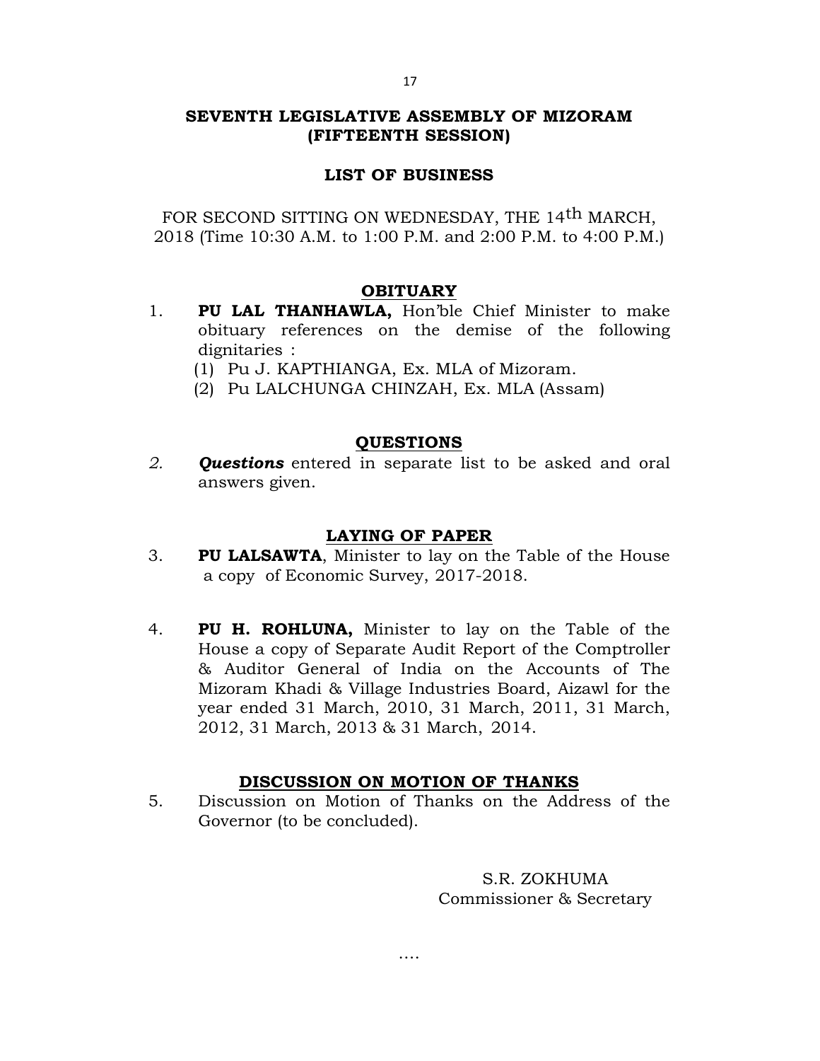## SEVENTH LEGISLATIVE ASSEMBLY OF MIZORAM
## (FIFTEENTH SESSION)

### LIST OF BUSINESS

FOR SECOND SITTING ON WEDNESDAY, THE 14th MARCH, 2018 (Time 10:30 A.M. to 1:00 P.M. and 2:00 P.M. to 4:00 P.M.)

### OBITUARY

1. **PU LAL THANHAWLA,** Hon'ble Chief Minister to make obituary references on the demise of the following dignitaries :
   (1) Pu J. KAPTHIANGA, Ex. MLA of Mizoram.
   (2) Pu LALCHUNGA CHINZAH, Ex. MLA (Assam)

### QUESTIONS

2. ***Questions*** entered in separate list to be asked and oral answers given.

### LAYING OF PAPER

3. **PU LALSAWTA**, Minister to lay on the Table of the House a copy of Economic Survey, 2017-2018.

4. **PU H. ROHLUNA,** Minister to lay on the Table of the House a copy of Separate Audit Report of the Comptroller & Auditor General of India on the Accounts of The Mizoram Khadi & Village Industries Board, Aizawl for the year ended 31 March, 2010, 31 March, 2011, 31 March, 2012, 31 March, 2013 & 31 March, 2014.

### DISCUSSION ON MOTION OF THANKS

5. Discussion on Motion of Thanks on the Address of the Governor (to be concluded).

S.R. ZOKHUMA
Commissioner & Secretary

….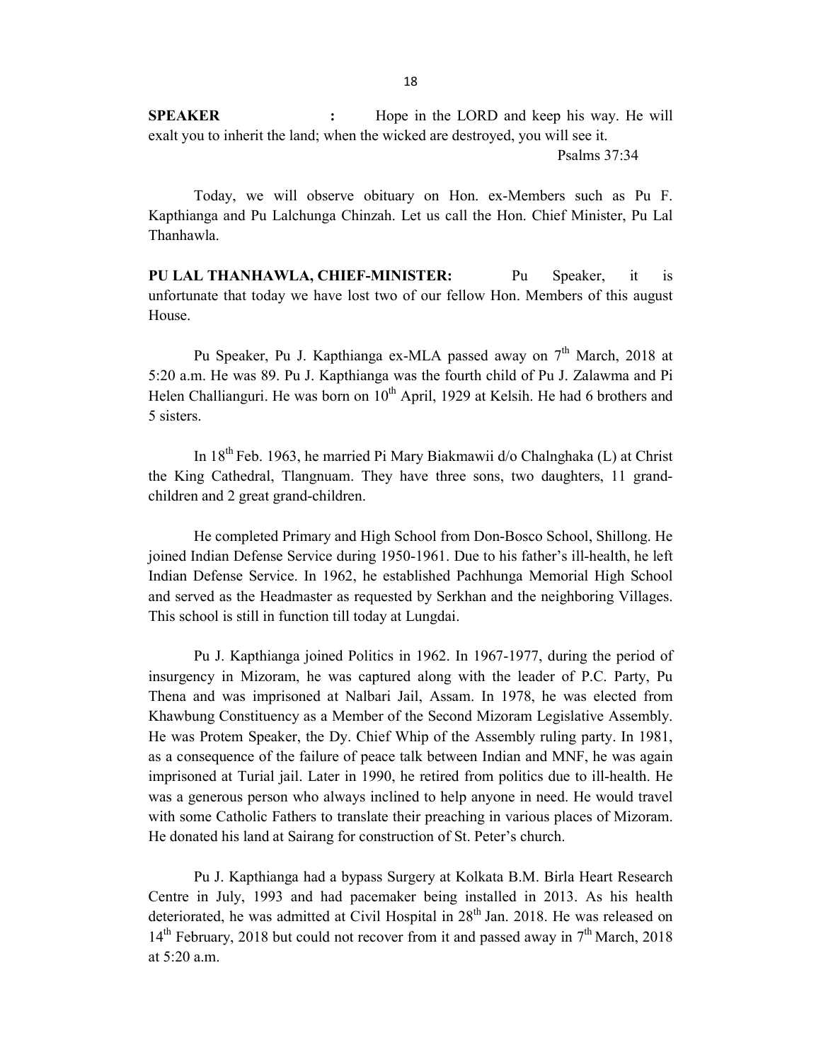**SPEAKER :** Hope in the LORD and keep his way. He will exalt you to inherit the land; when the wicked are destroyed, you will see it.

Psalms 37:34

Today, we will observe obituary on Hon. ex-Members such as Pu F. Kapthianga and Pu Lalchunga Chinzah. Let us call the Hon. Chief Minister, Pu Lal Thanhawla.

**PU LAL THANHAWLA, CHIEF-MINISTER:** Pu Speaker, it is unfortunate that today we have lost two of our fellow Hon. Members of this august House.

Pu Speaker, Pu J. Kapthianga ex-MLA passed away on 7th March, 2018 at 5:20 a.m. He was 89. Pu J. Kapthianga was the fourth child of Pu J. Zalawma and Pi Helen Challianguri. He was born on 10th April, 1929 at Kelsih. He had 6 brothers and 5 sisters.

In 18th Feb. 1963, he married Pi Mary Biakmawii d/o Chalnghaka (L) at Christ the King Cathedral, Tlangnuam. They have three sons, two daughters, 11 grand-children and 2 great grand-children.

He completed Primary and High School from Don-Bosco School, Shillong. He joined Indian Defense Service during 1950-1961. Due to his father's ill-health, he left Indian Defense Service. In 1962, he established Pachhunga Memorial High School and served as the Headmaster as requested by Serkhan and the neighboring Villages. This school is still in function till today at Lungdai.

Pu J. Kapthianga joined Politics in 1962. In 1967-1977, during the period of insurgency in Mizoram, he was captured along with the leader of P.C. Party, Pu Thena and was imprisoned at Nalbari Jail, Assam. In 1978, he was elected from Khawbung Constituency as a Member of the Second Mizoram Legislative Assembly. He was Protem Speaker, the Dy. Chief Whip of the Assembly ruling party. In 1981, as a consequence of the failure of peace talk between Indian and MNF, he was again imprisoned at Turial jail. Later in 1990, he retired from politics due to ill-health. He was a generous person who always inclined to help anyone in need. He would travel with some Catholic Fathers to translate their preaching in various places of Mizoram. He donated his land at Sairang for construction of St. Peter's church.

Pu J. Kapthianga had a bypass Surgery at Kolkata B.M. Birla Heart Research Centre in July, 1993 and had pacemaker being installed in 2013. As his health deteriorated, he was admitted at Civil Hospital in 28th Jan. 2018. He was released on 14th February, 2018 but could not recover from it and passed away in 7th March, 2018 at 5:20 a.m.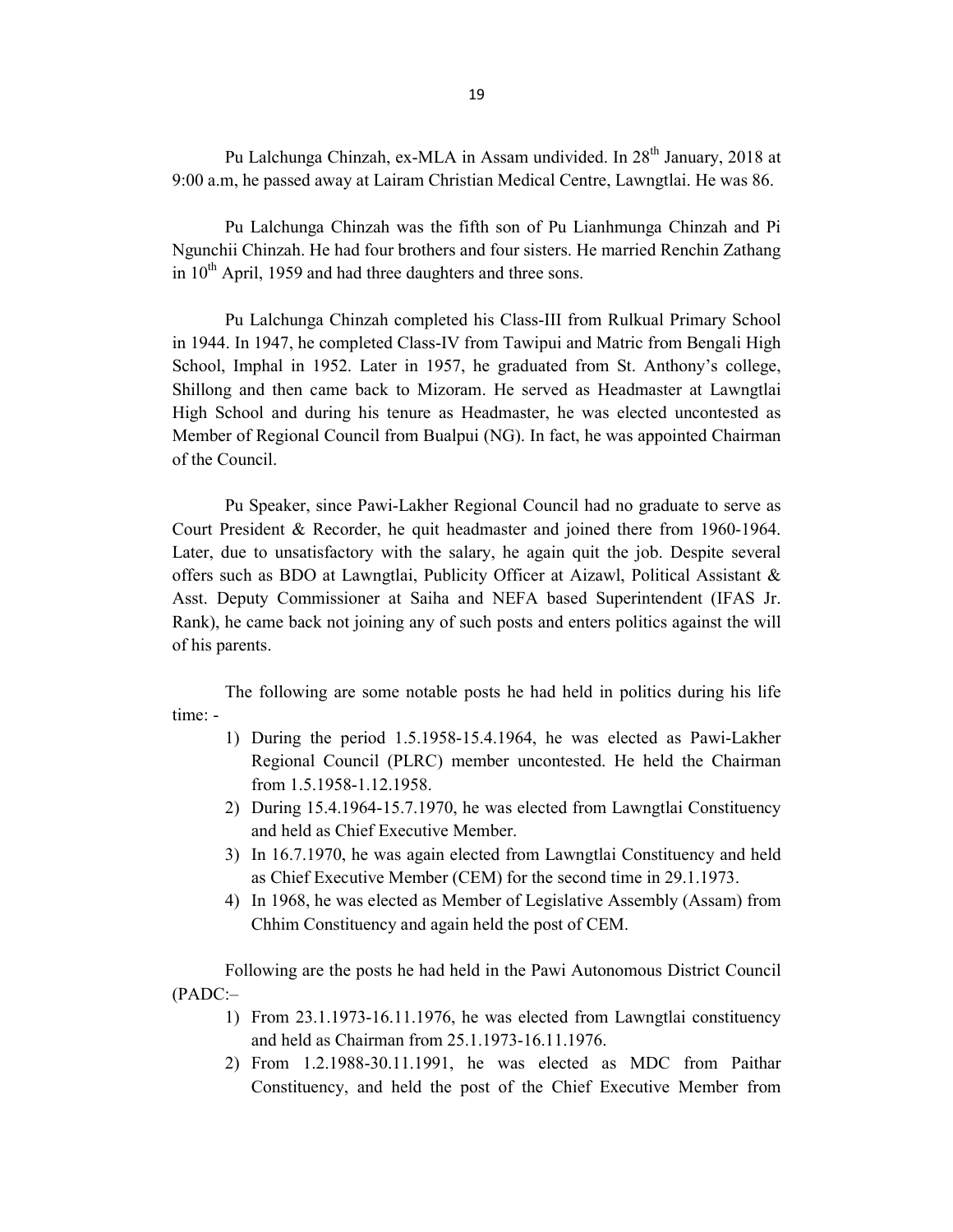Pu Lalchunga Chinzah, ex-MLA in Assam undivided. In 28th January, 2018 at 9:00 a.m, he passed away at Lairam Christian Medical Centre, Lawngtlai. He was 86.

Pu Lalchunga Chinzah was the fifth son of Pu Lianhmunga Chinzah and Pi Ngunchii Chinzah. He had four brothers and four sisters. He married Renchin Zathang in 10th April, 1959 and had three daughters and three sons.

Pu Lalchunga Chinzah completed his Class-III from Rulkual Primary School in 1944. In 1947, he completed Class-IV from Tawipui and Matric from Bengali High School, Imphal in 1952. Later in 1957, he graduated from St. Anthony's college, Shillong and then came back to Mizoram. He served as Headmaster at Lawngtlai High School and during his tenure as Headmaster, he was elected uncontested as Member of Regional Council from Bualpui (NG). In fact, he was appointed Chairman of the Council.

Pu Speaker, since Pawi-Lakher Regional Council had no graduate to serve as Court President & Recorder, he quit headmaster and joined there from 1960-1964. Later, due to unsatisfactory with the salary, he again quit the job. Despite several offers such as BDO at Lawngtlai, Publicity Officer at Aizawl, Political Assistant & Asst. Deputy Commissioner at Saiha and NEFA based Superintendent (IFAS Jr. Rank), he came back not joining any of such posts and enters politics against the will of his parents.

The following are some notable posts he had held in politics during his life time: -

1) During the period 1.5.1958-15.4.1964, he was elected as Pawi-Lakher Regional Council (PLRC) member uncontested. He held the Chairman from 1.5.1958-1.12.1958.
2) During 15.4.1964-15.7.1970, he was elected from Lawngtlai Constituency and held as Chief Executive Member.
3) In 16.7.1970, he was again elected from Lawngtlai Constituency and held as Chief Executive Member (CEM) for the second time in 29.1.1973.
4) In 1968, he was elected as Member of Legislative Assembly (Assam) from Chhim Constituency and again held the post of CEM.

Following are the posts he had held in the Pawi Autonomous District Council (PADC:–

1) From 23.1.1973-16.11.1976, he was elected from Lawngtlai constituency and held as Chairman from 25.1.1973-16.11.1976.
2) From 1.2.1988-30.11.1991, he was elected as MDC from Paithar Constituency, and held the post of the Chief Executive Member from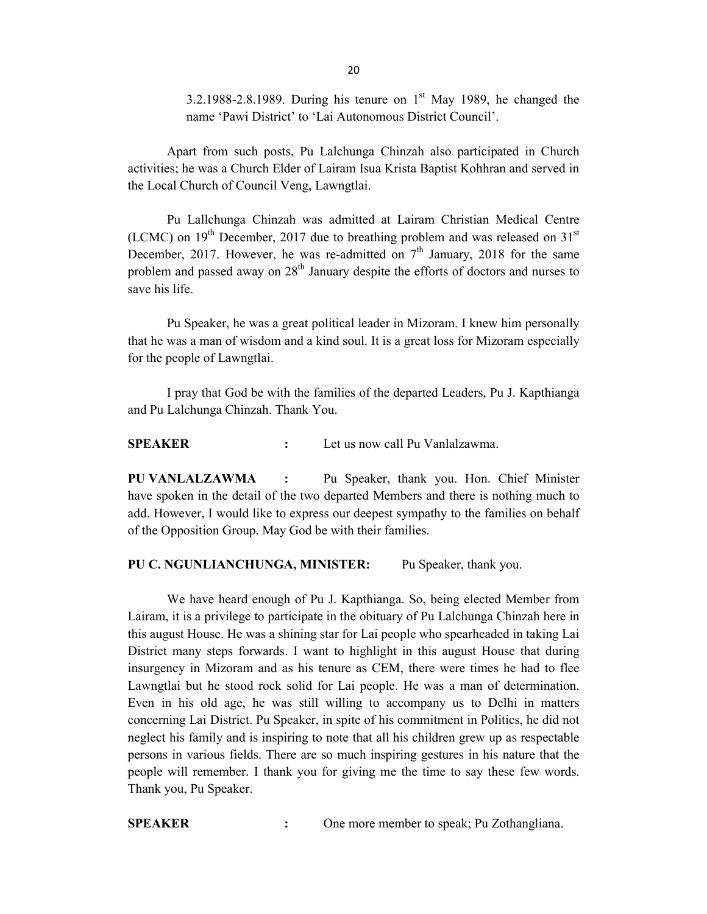3.2.1988-2.8.1989. During his tenure on 1st May 1989, he changed the name 'Pawi District' to 'Lai Autonomous District Council'.

Apart from such posts, Pu Lalchunga Chinzah also participated in Church activities; he was a Church Elder of Lairam Isua Krista Baptist Kohhran and served in the Local Church of Council Veng, Lawngtlai.

Pu Lallchunga Chinzah was admitted at Lairam Christian Medical Centre (LCMC) on 19th December, 2017 due to breathing problem and was released on 31st December, 2017. However, he was re-admitted on 7th January, 2018 for the same problem and passed away on 28th January despite the efforts of doctors and nurses to save his life.

Pu Speaker, he was a great political leader in Mizoram. I knew him personally that he was a man of wisdom and a kind soul. It is a great loss for Mizoram especially for the people of Lawngtlai.

I pray that God be with the families of the departed Leaders, Pu J. Kapthianga and Pu Lalchunga Chinzah. Thank You.

**SPEAKER** : Let us now call Pu Vanlalzawma.

**PU VANLALZAWMA** : Pu Speaker, thank you. Hon. Chief Minister have spoken in the detail of the two departed Members and there is nothing much to add. However, I would like to express our deepest sympathy to the families on behalf of the Opposition Group. May God be with their families.

**PU C. NGUNLIANCHUNGA, MINISTER:** Pu Speaker, thank you.

We have heard enough of Pu J. Kapthianga. So, being elected Member from Lairam, it is a privilege to participate in the obituary of Pu Lalchunga Chinzah here in this august House. He was a shining star for Lai people who spearheaded in taking Lai District many steps forwards. I want to highlight in this august House that during insurgency in Mizoram and as his tenure as CEM, there were times he had to flee Lawngtlai but he stood rock solid for Lai people. He was a man of determination. Even in his old age, he was still willing to accompany us to Delhi in matters concerning Lai District. Pu Speaker, in spite of his commitment in Politics, he did not neglect his family and is inspiring to note that all his children grew up as respectable persons in various fields. There are so much inspiring gestures in his nature that the people will remember. I thank you for giving me the time to say these few words. Thank you, Pu Speaker.

**SPEAKER** : One more member to speak; Pu Zothangliana.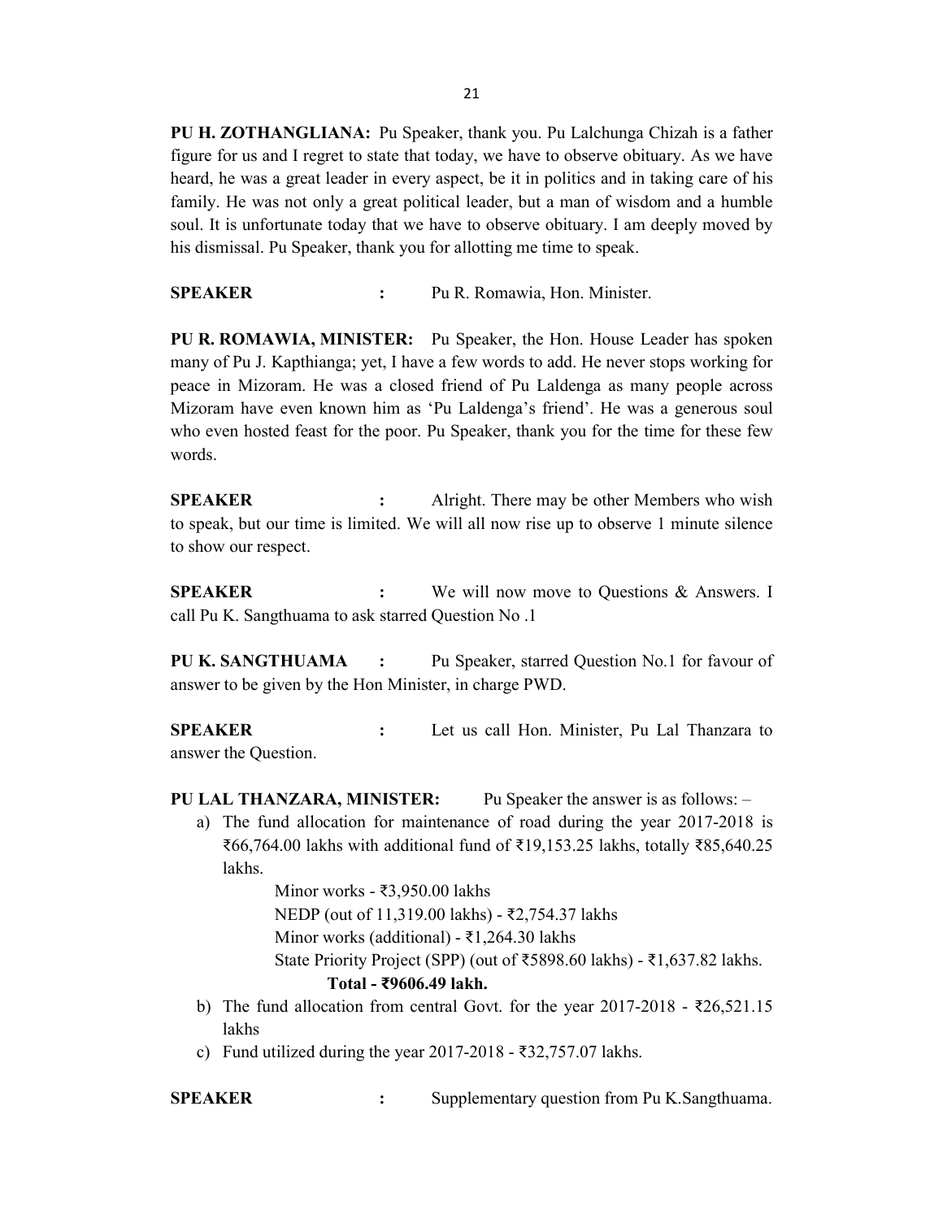**PU H. ZOTHANGLIANA:** Pu Speaker, thank you. Pu Lalchunga Chizah is a father figure for us and I regret to state that today, we have to observe obituary. As we have heard, he was a great leader in every aspect, be it in politics and in taking care of his family. He was not only a great political leader, but a man of wisdom and a humble soul. It is unfortunate today that we have to observe obituary. I am deeply moved by his dismissal. Pu Speaker, thank you for allotting me time to speak.

**SPEAKER** **:** Pu R. Romawia, Hon. Minister.

**PU R. ROMAWIA, MINISTER:** Pu Speaker, the Hon. House Leader has spoken many of Pu J. Kapthianga; yet, I have a few words to add. He never stops working for peace in Mizoram. He was a closed friend of Pu Laldenga as many people across Mizoram have even known him as 'Pu Laldenga's friend'. He was a generous soul who even hosted feast for the poor. Pu Speaker, thank you for the time for these few words.

**SPEAKER** **:** Alright. There may be other Members who wish to speak, but our time is limited. We will all now rise up to observe 1 minute silence to show our respect.

**SPEAKER** **:** We will now move to Questions & Answers. I call Pu K. Sangthuama to ask starred Question No .1

**PU K. SANGTHUAMA** **:** Pu Speaker, starred Question No.1 for favour of answer to be given by the Hon Minister, in charge PWD.

**SPEAKER** **:** Let us call Hon. Minister, Pu Lal Thanzara to answer the Question.

**PU LAL THANZARA, MINISTER:** Pu Speaker the answer is as follows: –

a) The fund allocation for maintenance of road during the year 2017-2018 is ₹66,764.00 lakhs with additional fund of ₹19,153.25 lakhs, totally ₹85,640.25 lakhs.

   Minor works - ₹3,950.00 lakhs
   NEDP (out of 11,319.00 lakhs) - ₹2,754.37 lakhs
   Minor works (additional) - ₹1,264.30 lakhs
   State Priority Project (SPP) (out of ₹5898.60 lakhs) - ₹1,637.82 lakhs.
   **Total - ₹9606.49 lakh.**

b) The fund allocation from central Govt. for the year 2017-2018 - ₹26,521.15 lakhs

c) Fund utilized during the year 2017-2018 - ₹32,757.07 lakhs.

**SPEAKER** **:** Supplementary question from Pu K.Sangthuama.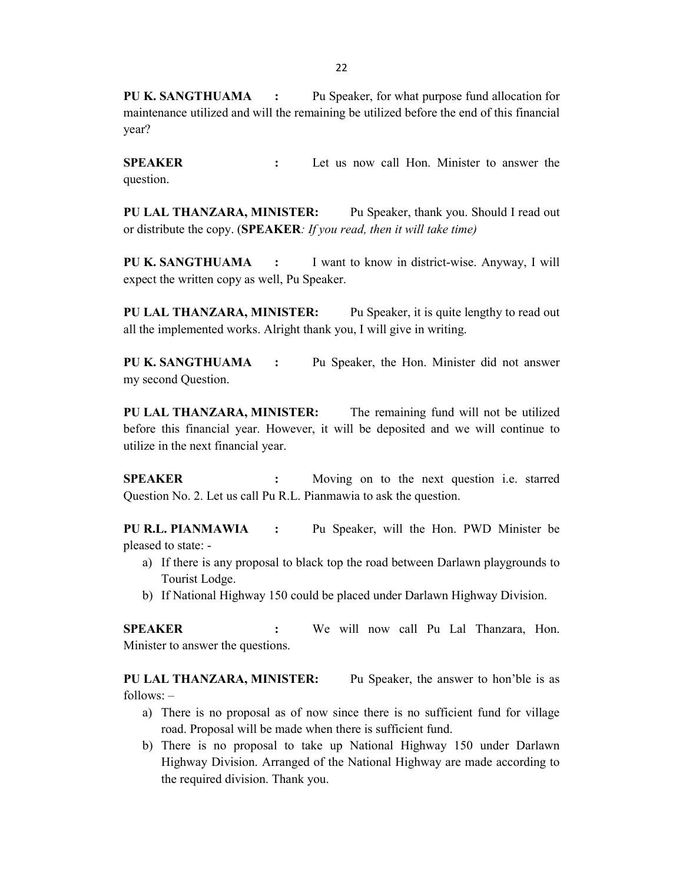**PU K. SANGTHUAMA :** Pu Speaker, for what purpose fund allocation for maintenance utilized and will the remaining be utilized before the end of this financial year?

**SPEAKER :** Let us now call Hon. Minister to answer the question.

**PU LAL THANZARA, MINISTER:** Pu Speaker, thank you. Should I read out or distribute the copy. (**SPEAKER***: If you read, then it will take time)*

**PU K. SANGTHUAMA :** I want to know in district-wise. Anyway, I will expect the written copy as well, Pu Speaker.

**PU LAL THANZARA, MINISTER:** Pu Speaker, it is quite lengthy to read out all the implemented works. Alright thank you, I will give in writing.

**PU K. SANGTHUAMA :** Pu Speaker, the Hon. Minister did not answer my second Question.

**PU LAL THANZARA, MINISTER:** The remaining fund will not be utilized before this financial year. However, it will be deposited and we will continue to utilize in the next financial year.

**SPEAKER :** Moving on to the next question i.e. starred Question No. 2. Let us call Pu R.L. Pianmawia to ask the question.

**PU R.L. PIANMAWIA :** Pu Speaker, will the Hon. PWD Minister be pleased to state: -

a) If there is any proposal to black top the road between Darlawn playgrounds to Tourist Lodge.
b) If National Highway 150 could be placed under Darlawn Highway Division.

**SPEAKER :** We will now call Pu Lal Thanzara, Hon. Minister to answer the questions.

**PU LAL THANZARA, MINISTER:** Pu Speaker, the answer to hon'ble is as follows: –

a) There is no proposal as of now since there is no sufficient fund for village road. Proposal will be made when there is sufficient fund.
b) There is no proposal to take up National Highway 150 under Darlawn Highway Division. Arranged of the National Highway are made according to the required division. Thank you.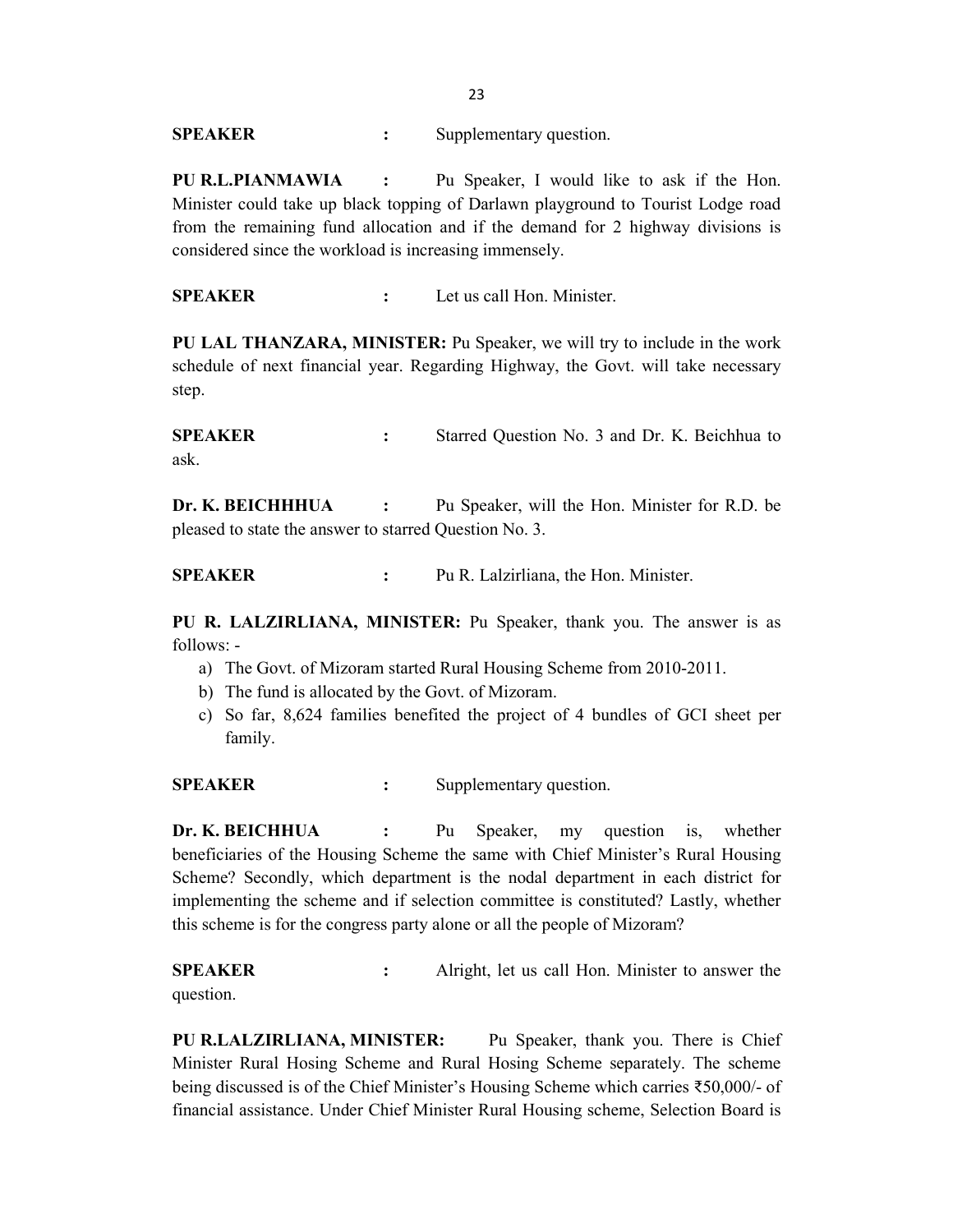**SPEAKER : ** Supplementary question.

**PU R.L.PIANMAWIA : ** Pu Speaker, I would like to ask if the Hon. Minister could take up black topping of Darlawn playground to Tourist Lodge road from the remaining fund allocation and if the demand for 2 highway divisions is considered since the workload is increasing immensely.

**SPEAKER : ** Let us call Hon. Minister.

**PU LAL THANZARA, MINISTER:** Pu Speaker, we will try to include in the work schedule of next financial year. Regarding Highway, the Govt. will take necessary step.

**SPEAKER : ** Starred Question No. 3 and Dr. K. Beichhua to ask.

**Dr. K. BEICHHHUA : ** Pu Speaker, will the Hon. Minister for R.D. be pleased to state the answer to starred Question No. 3.

**SPEAKER : ** Pu R. Lalzirliana, the Hon. Minister.

**PU R. LALZIRLIANA, MINISTER:** Pu Speaker, thank you. The answer is as follows: -

a) The Govt. of Mizoram started Rural Housing Scheme from 2010-2011.
b) The fund is allocated by the Govt. of Mizoram.
c) So far, 8,624 families benefited the project of 4 bundles of GCI sheet per family.

**SPEAKER : ** Supplementary question.

**Dr. K. BEICHHUA : ** Pu Speaker, my question is, whether beneficiaries of the Housing Scheme the same with Chief Minister's Rural Housing Scheme? Secondly, which department is the nodal department in each district for implementing the scheme and if selection committee is constituted? Lastly, whether this scheme is for the congress party alone or all the people of Mizoram?

**SPEAKER : ** Alright, let us call Hon. Minister to answer the question.

**PU R.LALZIRLIANA, MINISTER:** Pu Speaker, thank you. There is Chief Minister Rural Hosing Scheme and Rural Hosing Scheme separately. The scheme being discussed is of the Chief Minister's Housing Scheme which carries ₹50,000/- of financial assistance. Under Chief Minister Rural Housing scheme, Selection Board is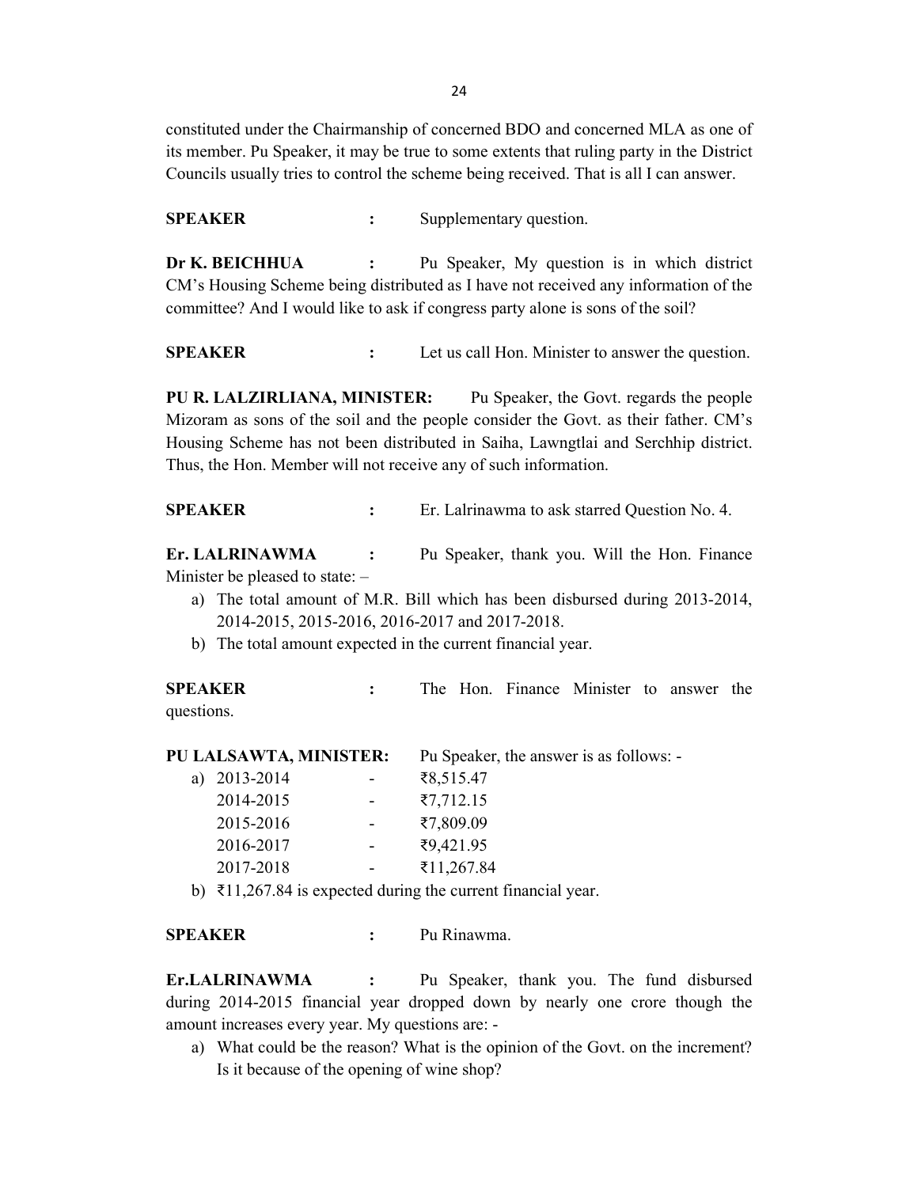constituted under the Chairmanship of concerned BDO and concerned MLA as one of its member. Pu Speaker, it may be true to some extents that ruling party in the District Councils usually tries to control the scheme being received. That is all I can answer.

**SPEAKER** : Supplementary question.

**Dr K. BEICHHUA** : Pu Speaker, My question is in which district CM's Housing Scheme being distributed as I have not received any information of the committee? And I would like to ask if congress party alone is sons of the soil?

**SPEAKER** : Let us call Hon. Minister to answer the question.

**PU R. LALZIRLIANA, MINISTER:** Pu Speaker, the Govt. regards the people Mizoram as sons of the soil and the people consider the Govt. as their father. CM's Housing Scheme has not been distributed in Saiha, Lawngtlai and Serchhip district. Thus, the Hon. Member will not receive any of such information.

**SPEAKER** : Er. Lalrinawma to ask starred Question No. 4.

**Er. LALRINAWMA** : Pu Speaker, thank you. Will the Hon. Finance Minister be pleased to state: –

a) The total amount of M.R. Bill which has been disbursed during 2013-2014, 2014-2015, 2015-2016, 2016-2017 and 2017-2018.
b) The total amount expected in the current financial year.

**SPEAKER** : The Hon. Finance Minister to answer the questions.

**PU LALSAWTA, MINISTER:** Pu Speaker, the answer is as follows: -

a) 2013-2014 - ₹8,515.47
   2014-2015 - ₹7,712.15
   2015-2016 - ₹7,809.09
   2016-2017 - ₹9,421.95
   2017-2018 - ₹11,267.84
b) ₹11,267.84 is expected during the current financial year.

**SPEAKER** : Pu Rinawma.

**Er.LALRINAWMA** : Pu Speaker, thank you. The fund disbursed during 2014-2015 financial year dropped down by nearly one crore though the amount increases every year. My questions are: -

a) What could be the reason? What is the opinion of the Govt. on the increment? Is it because of the opening of wine shop?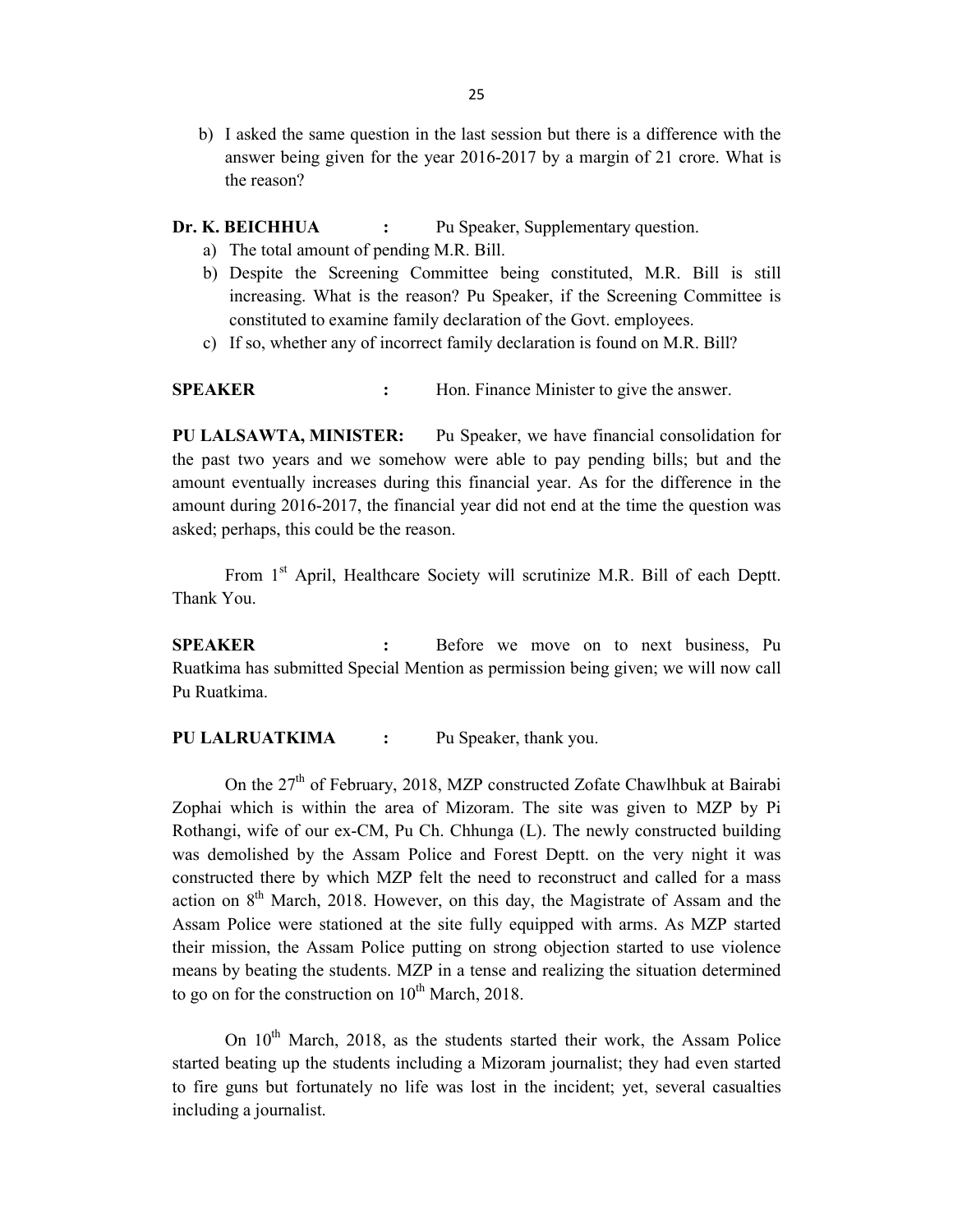b) I asked the same question in the last session but there is a difference with the answer being given for the year 2016-2017 by a margin of 21 crore. What is the reason?

**Dr. K. BEICHHUA :** Pu Speaker, Supplementary question.

a) The total amount of pending M.R. Bill.
b) Despite the Screening Committee being constituted, M.R. Bill is still increasing. What is the reason? Pu Speaker, if the Screening Committee is constituted to examine family declaration of the Govt. employees.
c) If so, whether any of incorrect family declaration is found on M.R. Bill?

**SPEAKER :** Hon. Finance Minister to give the answer.

**PU LALSAWTA, MINISTER:** Pu Speaker, we have financial consolidation for the past two years and we somehow were able to pay pending bills; but and the amount eventually increases during this financial year. As for the difference in the amount during 2016-2017, the financial year did not end at the time the question was asked; perhaps, this could be the reason.

From 1st April, Healthcare Society will scrutinize M.R. Bill of each Deptt. Thank You.

**SPEAKER :** Before we move on to next business, Pu Ruatkima has submitted Special Mention as permission being given; we will now call Pu Ruatkima.

**PU LALRUATKIMA :** Pu Speaker, thank you.

On the 27th of February, 2018, MZP constructed Zofate Chawlhbuk at Bairabi Zophai which is within the area of Mizoram. The site was given to MZP by Pi Rothangi, wife of our ex-CM, Pu Ch. Chhunga (L). The newly constructed building was demolished by the Assam Police and Forest Deptt. on the very night it was constructed there by which MZP felt the need to reconstruct and called for a mass action on 8th March, 2018. However, on this day, the Magistrate of Assam and the Assam Police were stationed at the site fully equipped with arms. As MZP started their mission, the Assam Police putting on strong objection started to use violence means by beating the students. MZP in a tense and realizing the situation determined to go on for the construction on 10th March, 2018.

On 10th March, 2018, as the students started their work, the Assam Police started beating up the students including a Mizoram journalist; they had even started to fire guns but fortunately no life was lost in the incident; yet, several casualties including a journalist.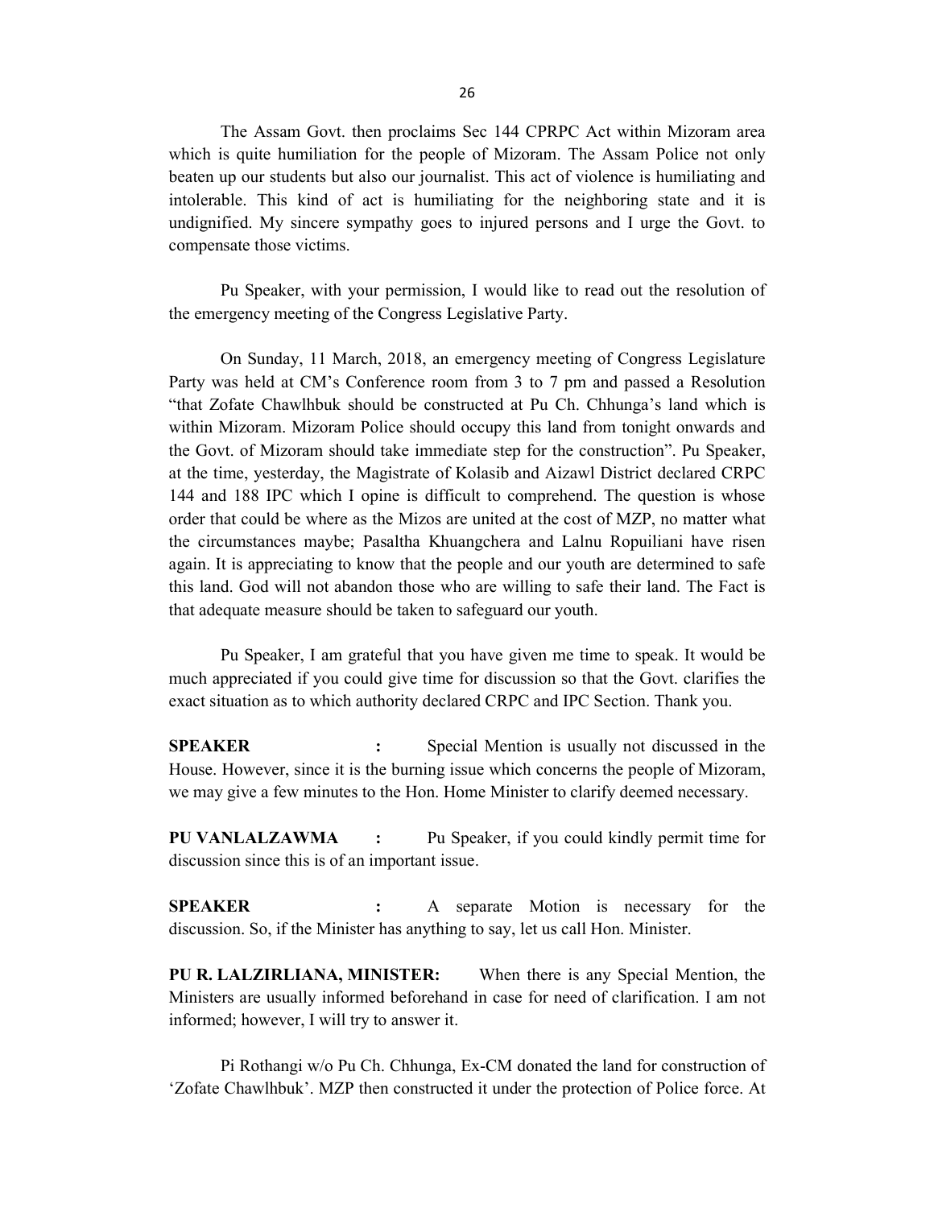The Assam Govt. then proclaims Sec 144 CPRPC Act within Mizoram area which is quite humiliation for the people of Mizoram. The Assam Police not only beaten up our students but also our journalist. This act of violence is humiliating and intolerable. This kind of act is humiliating for the neighboring state and it is undignified. My sincere sympathy goes to injured persons and I urge the Govt. to compensate those victims.

Pu Speaker, with your permission, I would like to read out the resolution of the emergency meeting of the Congress Legislative Party.

On Sunday, 11 March, 2018, an emergency meeting of Congress Legislature Party was held at CM's Conference room from 3 to 7 pm and passed a Resolution "that Zofate Chawlhbuk should be constructed at Pu Ch. Chhunga's land which is within Mizoram. Mizoram Police should occupy this land from tonight onwards and the Govt. of Mizoram should take immediate step for the construction". Pu Speaker, at the time, yesterday, the Magistrate of Kolasib and Aizawl District declared CRPC 144 and 188 IPC which I opine is difficult to comprehend. The question is whose order that could be where as the Mizos are united at the cost of MZP, no matter what the circumstances maybe; Pasaltha Khuangchera and Lalnu Ropuiliani have risen again. It is appreciating to know that the people and our youth are determined to safe this land. God will not abandon those who are willing to safe their land. The Fact is that adequate measure should be taken to safeguard our youth.

Pu Speaker, I am grateful that you have given me time to speak. It would be much appreciated if you could give time for discussion so that the Govt. clarifies the exact situation as to which authority declared CRPC and IPC Section. Thank you.

**SPEAKER** : Special Mention is usually not discussed in the House. However, since it is the burning issue which concerns the people of Mizoram, we may give a few minutes to the Hon. Home Minister to clarify deemed necessary.

**PU VANLALZAWMA** : Pu Speaker, if you could kindly permit time for discussion since this is of an important issue.

**SPEAKER** : A separate Motion is necessary for the discussion. So, if the Minister has anything to say, let us call Hon. Minister.

**PU R. LALZIRLIANA, MINISTER:** When there is any Special Mention, the Ministers are usually informed beforehand in case for need of clarification. I am not informed; however, I will try to answer it.

Pi Rothangi w/o Pu Ch. Chhunga, Ex-CM donated the land for construction of 'Zofate Chawlhbuk'. MZP then constructed it under the protection of Police force. At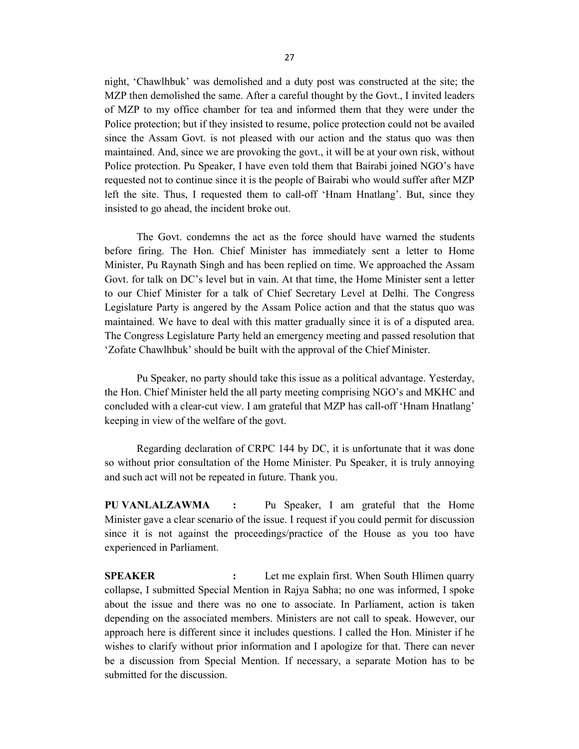night, 'Chawlhbuk' was demolished and a duty post was constructed at the site; the MZP then demolished the same. After a careful thought by the Govt., I invited leaders of MZP to my office chamber for tea and informed them that they were under the Police protection; but if they insisted to resume, police protection could not be availed since the Assam Govt. is not pleased with our action and the status quo was then maintained. And, since we are provoking the govt., it will be at your own risk, without Police protection. Pu Speaker, I have even told them that Bairabi joined NGO's have requested not to continue since it is the people of Bairabi who would suffer after MZP left the site. Thus, I requested them to call-off 'Hnam Hnatlang'. But, since they insisted to go ahead, the incident broke out.

The Govt. condemns the act as the force should have warned the students before firing. The Hon. Chief Minister has immediately sent a letter to Home Minister, Pu Raynath Singh and has been replied on time. We approached the Assam Govt. for talk on DC's level but in vain. At that time, the Home Minister sent a letter to our Chief Minister for a talk of Chief Secretary Level at Delhi. The Congress Legislature Party is angered by the Assam Police action and that the status quo was maintained. We have to deal with this matter gradually since it is of a disputed area. The Congress Legislature Party held an emergency meeting and passed resolution that 'Zofate Chawlhbuk' should be built with the approval of the Chief Minister.

Pu Speaker, no party should take this issue as a political advantage. Yesterday, the Hon. Chief Minister held the all party meeting comprising NGO's and MKHC and concluded with a clear-cut view. I am grateful that MZP has call-off 'Hnam Hnatlang' keeping in view of the welfare of the govt.

Regarding declaration of CRPC 144 by DC, it is unfortunate that it was done so without prior consultation of the Home Minister. Pu Speaker, it is truly annoying and such act will not be repeated in future. Thank you.

**PU VANLALZAWMA :** Pu Speaker, I am grateful that the Home Minister gave a clear scenario of the issue. I request if you could permit for discussion since it is not against the proceedings/practice of the House as you too have experienced in Parliament.

**SPEAKER :** Let me explain first. When South Hlimen quarry collapse, I submitted Special Mention in Rajya Sabha; no one was informed, I spoke about the issue and there was no one to associate. In Parliament, action is taken depending on the associated members. Ministers are not call to speak. However, our approach here is different since it includes questions. I called the Hon. Minister if he wishes to clarify without prior information and I apologize for that. There can never be a discussion from Special Mention. If necessary, a separate Motion has to be submitted for the discussion.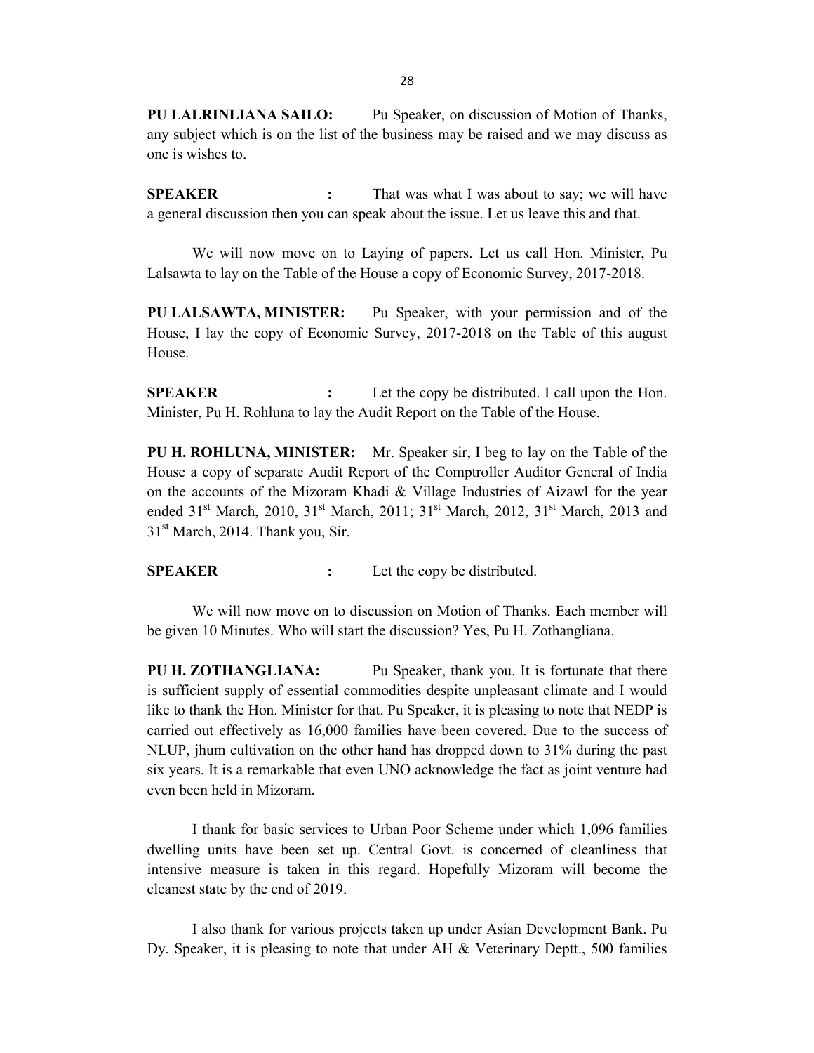**PU LALRINLIANA SAILO:** Pu Speaker, on discussion of Motion of Thanks, any subject which is on the list of the business may be raised and we may discuss as one is wishes to.

**SPEAKER :** That was what I was about to say; we will have a general discussion then you can speak about the issue. Let us leave this and that.

We will now move on to Laying of papers. Let us call Hon. Minister, Pu Lalsawta to lay on the Table of the House a copy of Economic Survey, 2017-2018.

**PU LALSAWTA, MINISTER:** Pu Speaker, with your permission and of the House, I lay the copy of Economic Survey, 2017-2018 on the Table of this august House.

**SPEAKER :** Let the copy be distributed. I call upon the Hon. Minister, Pu H. Rohluna to lay the Audit Report on the Table of the House.

**PU H. ROHLUNA, MINISTER:** Mr. Speaker sir, I beg to lay on the Table of the House a copy of separate Audit Report of the Comptroller Auditor General of India on the accounts of the Mizoram Khadi & Village Industries of Aizawl for the year ended 31st March, 2010, 31st March, 2011; 31st March, 2012, 31st March, 2013 and 31st March, 2014. Thank you, Sir.

**SPEAKER :** Let the copy be distributed.

We will now move on to discussion on Motion of Thanks. Each member will be given 10 Minutes. Who will start the discussion? Yes, Pu H. Zothangliana.

**PU H. ZOTHANGLIANA:** Pu Speaker, thank you. It is fortunate that there is sufficient supply of essential commodities despite unpleasant climate and I would like to thank the Hon. Minister for that. Pu Speaker, it is pleasing to note that NEDP is carried out effectively as 16,000 families have been covered. Due to the success of NLUP, jhum cultivation on the other hand has dropped down to 31% during the past six years. It is a remarkable that even UNO acknowledge the fact as joint venture had even been held in Mizoram.

I thank for basic services to Urban Poor Scheme under which 1,096 families dwelling units have been set up. Central Govt. is concerned of cleanliness that intensive measure is taken in this regard. Hopefully Mizoram will become the cleanest state by the end of 2019.

I also thank for various projects taken up under Asian Development Bank. Pu Dy. Speaker, it is pleasing to note that under AH & Veterinary Deptt., 500 families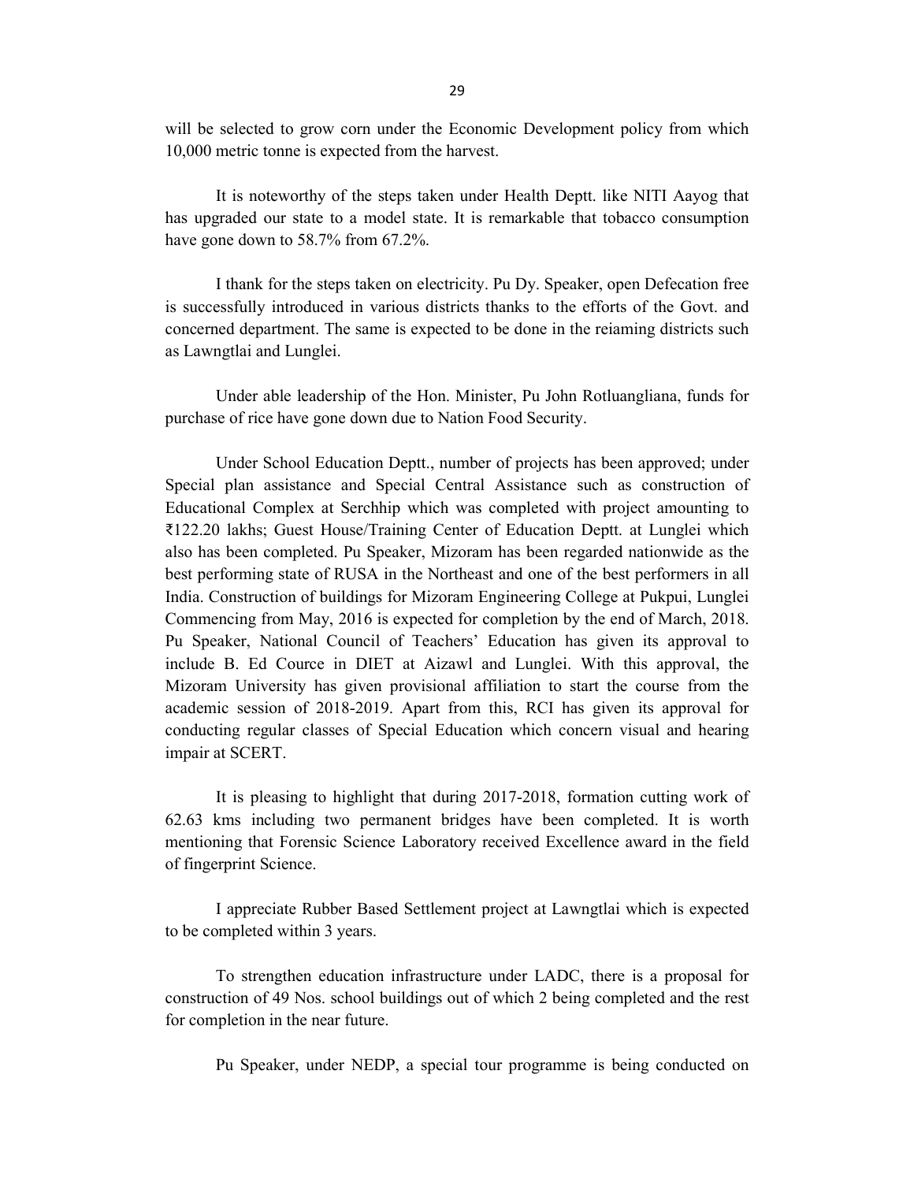will be selected to grow corn under the Economic Development policy from which 10,000 metric tonne is expected from the harvest.

It is noteworthy of the steps taken under Health Deptt. like NITI Aayog that has upgraded our state to a model state. It is remarkable that tobacco consumption have gone down to 58.7% from 67.2%.

I thank for the steps taken on electricity. Pu Dy. Speaker, open Defecation free is successfully introduced in various districts thanks to the efforts of the Govt. and concerned department. The same is expected to be done in the reiaming districts such as Lawngtlai and Lunglei.

Under able leadership of the Hon. Minister, Pu John Rotluangliana, funds for purchase of rice have gone down due to Nation Food Security.

Under School Education Deptt., number of projects has been approved; under Special plan assistance and Special Central Assistance such as construction of Educational Complex at Serchhip which was completed with project amounting to ₹122.20 lakhs; Guest House/Training Center of Education Deptt. at Lunglei which also has been completed. Pu Speaker, Mizoram has been regarded nationwide as the best performing state of RUSA in the Northeast and one of the best performers in all India. Construction of buildings for Mizoram Engineering College at Pukpui, Lunglei Commencing from May, 2016 is expected for completion by the end of March, 2018. Pu Speaker, National Council of Teachers' Education has given its approval to include B. Ed Cource in DIET at Aizawl and Lunglei. With this approval, the Mizoram University has given provisional affiliation to start the course from the academic session of 2018-2019. Apart from this, RCI has given its approval for conducting regular classes of Special Education which concern visual and hearing impair at SCERT.

It is pleasing to highlight that during 2017-2018, formation cutting work of 62.63 kms including two permanent bridges have been completed. It is worth mentioning that Forensic Science Laboratory received Excellence award in the field of fingerprint Science.

I appreciate Rubber Based Settlement project at Lawngtlai which is expected to be completed within 3 years.

To strengthen education infrastructure under LADC, there is a proposal for construction of 49 Nos. school buildings out of which 2 being completed and the rest for completion in the near future.

Pu Speaker, under NEDP, a special tour programme is being conducted on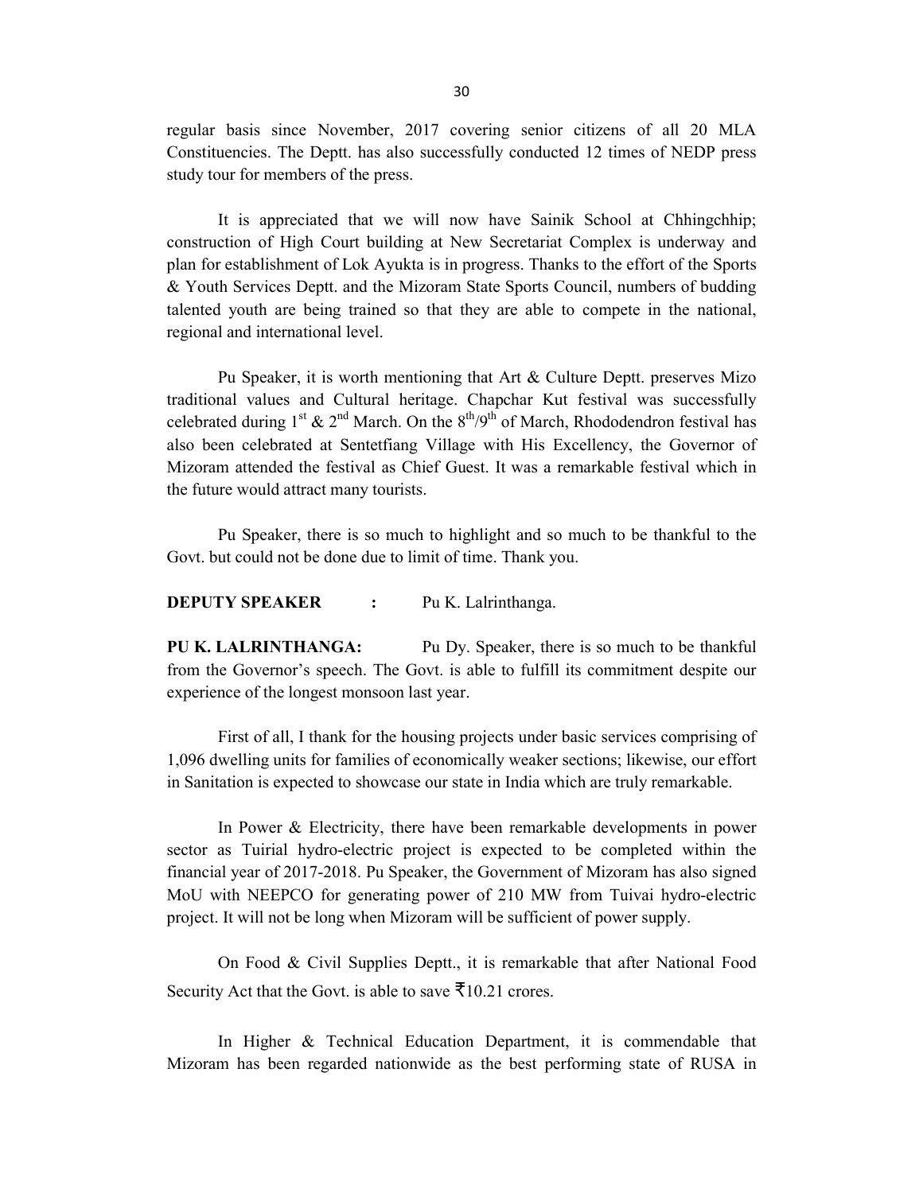regular basis since November, 2017 covering senior citizens of all 20 MLA Constituencies. The Deptt. has also successfully conducted 12 times of NEDP press study tour for members of the press.

It is appreciated that we will now have Sainik School at Chhingchhip; construction of High Court building at New Secretariat Complex is underway and plan for establishment of Lok Ayukta is in progress. Thanks to the effort of the Sports & Youth Services Deptt. and the Mizoram State Sports Council, numbers of budding talented youth are being trained so that they are able to compete in the national, regional and international level.

Pu Speaker, it is worth mentioning that Art & Culture Deptt. preserves Mizo traditional values and Cultural heritage. Chapchar Kut festival was successfully celebrated during 1st & 2nd March. On the 8th/9th of March, Rhododendron festival has also been celebrated at Sentetfiang Village with His Excellency, the Governor of Mizoram attended the festival as Chief Guest. It was a remarkable festival which in the future would attract many tourists.

Pu Speaker, there is so much to highlight and so much to be thankful to the Govt. but could not be done due to limit of time. Thank you.

**DEPUTY SPEAKER :** Pu K. Lalrinthanga.

**PU K. LALRINTHANGA:** Pu Dy. Speaker, there is so much to be thankful from the Governor's speech. The Govt. is able to fulfill its commitment despite our experience of the longest monsoon last year.

First of all, I thank for the housing projects under basic services comprising of 1,096 dwelling units for families of economically weaker sections; likewise, our effort in Sanitation is expected to showcase our state in India which are truly remarkable.

In Power & Electricity, there have been remarkable developments in power sector as Tuirial hydro-electric project is expected to be completed within the financial year of 2017-2018. Pu Speaker, the Government of Mizoram has also signed MoU with NEEPCO for generating power of 210 MW from Tuivai hydro-electric project. It will not be long when Mizoram will be sufficient of power supply.

On Food & Civil Supplies Deptt., it is remarkable that after National Food Security Act that the Govt. is able to save ₹10.21 crores.

In Higher & Technical Education Department, it is commendable that Mizoram has been regarded nationwide as the best performing state of RUSA in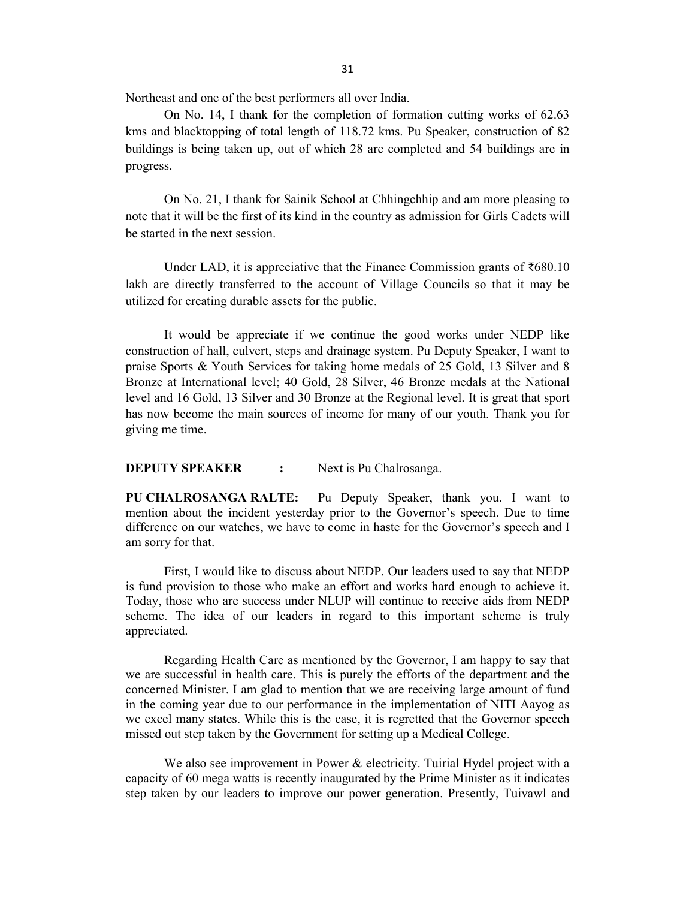Northeast and one of the best performers all over India.

On No. 14, I thank for the completion of formation cutting works of 62.63 kms and blacktopping of total length of 118.72 kms. Pu Speaker, construction of 82 buildings is being taken up, out of which 28 are completed and 54 buildings are in progress.

On No. 21, I thank for Sainik School at Chhingchhip and am more pleasing to note that it will be the first of its kind in the country as admission for Girls Cadets will be started in the next session.

Under LAD, it is appreciative that the Finance Commission grants of ₹680.10 lakh are directly transferred to the account of Village Councils so that it may be utilized for creating durable assets for the public.

It would be appreciate if we continue the good works under NEDP like construction of hall, culvert, steps and drainage system. Pu Deputy Speaker, I want to praise Sports & Youth Services for taking home medals of 25 Gold, 13 Silver and 8 Bronze at International level; 40 Gold, 28 Silver, 46 Bronze medals at the National level and 16 Gold, 13 Silver and 30 Bronze at the Regional level. It is great that sport has now become the main sources of income for many of our youth. Thank you for giving me time.

**DEPUTY SPEAKER :** Next is Pu Chalrosanga.

**PU CHALROSANGA RALTE:** Pu Deputy Speaker, thank you. I want to mention about the incident yesterday prior to the Governor's speech. Due to time difference on our watches, we have to come in haste for the Governor's speech and I am sorry for that.

First, I would like to discuss about NEDP. Our leaders used to say that NEDP is fund provision to those who make an effort and works hard enough to achieve it. Today, those who are success under NLUP will continue to receive aids from NEDP scheme. The idea of our leaders in regard to this important scheme is truly appreciated.

Regarding Health Care as mentioned by the Governor, I am happy to say that we are successful in health care. This is purely the efforts of the department and the concerned Minister. I am glad to mention that we are receiving large amount of fund in the coming year due to our performance in the implementation of NITI Aayog as we excel many states. While this is the case, it is regretted that the Governor speech missed out step taken by the Government for setting up a Medical College.

We also see improvement in Power & electricity. Tuirial Hydel project with a capacity of 60 mega watts is recently inaugurated by the Prime Minister as it indicates step taken by our leaders to improve our power generation. Presently, Tuivawl and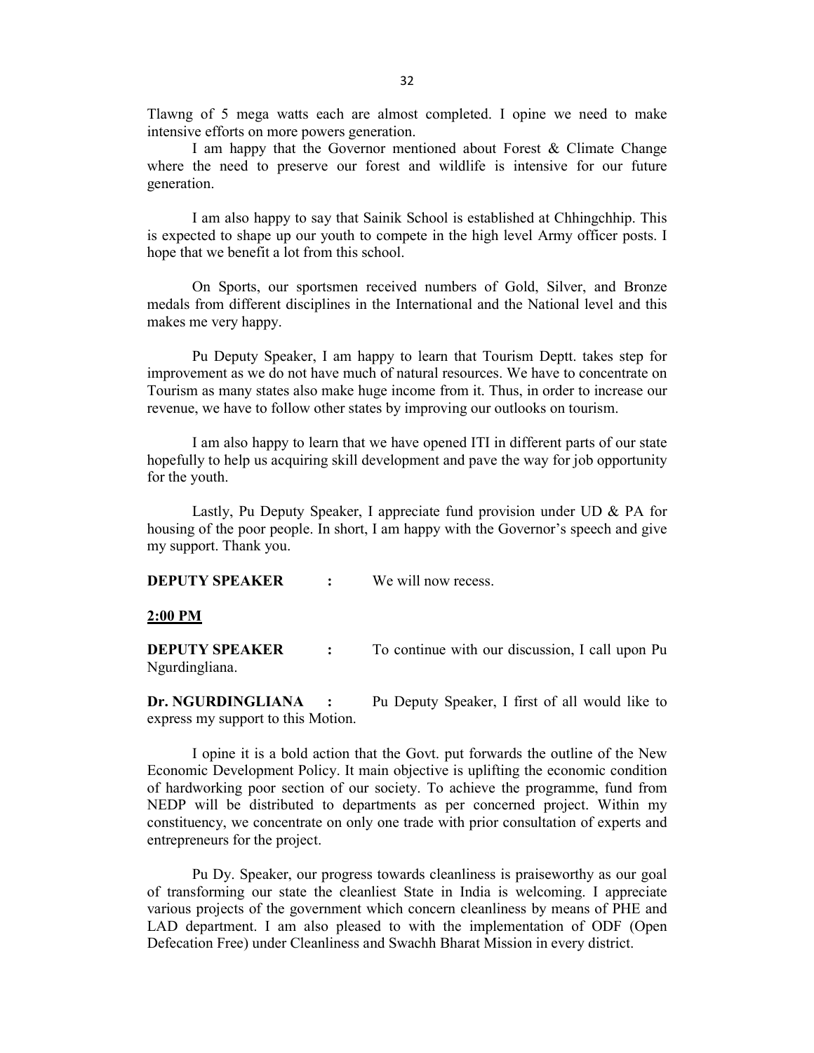Tlawng of 5 mega watts each are almost completed. I opine we need to make intensive efforts on more powers generation.

I am happy that the Governor mentioned about Forest & Climate Change where the need to preserve our forest and wildlife is intensive for our future generation.

I am also happy to say that Sainik School is established at Chhingchhip. This is expected to shape up our youth to compete in the high level Army officer posts. I hope that we benefit a lot from this school.

On Sports, our sportsmen received numbers of Gold, Silver, and Bronze medals from different disciplines in the International and the National level and this makes me very happy.

Pu Deputy Speaker, I am happy to learn that Tourism Deptt. takes step for improvement as we do not have much of natural resources. We have to concentrate on Tourism as many states also make huge income from it. Thus, in order to increase our revenue, we have to follow other states by improving our outlooks on tourism.

I am also happy to learn that we have opened ITI in different parts of our state hopefully to help us acquiring skill development and pave the way for job opportunity for the youth.

Lastly, Pu Deputy Speaker, I appreciate fund provision under UD & PA for housing of the poor people. In short, I am happy with the Governor's speech and give my support. Thank you.

**DEPUTY SPEAKER :** We will now recess.

**2:00 PM**

**DEPUTY SPEAKER :** To continue with our discussion, I call upon Pu Ngurdingliana.

**Dr. NGURDINGLIANA :** Pu Deputy Speaker, I first of all would like to express my support to this Motion.

I opine it is a bold action that the Govt. put forwards the outline of the New Economic Development Policy. It main objective is uplifting the economic condition of hardworking poor section of our society. To achieve the programme, fund from NEDP will be distributed to departments as per concerned project. Within my constituency, we concentrate on only one trade with prior consultation of experts and entrepreneurs for the project.

Pu Dy. Speaker, our progress towards cleanliness is praiseworthy as our goal of transforming our state the cleanliest State in India is welcoming. I appreciate various projects of the government which concern cleanliness by means of PHE and LAD department. I am also pleased to with the implementation of ODF (Open Defecation Free) under Cleanliness and Swachh Bharat Mission in every district.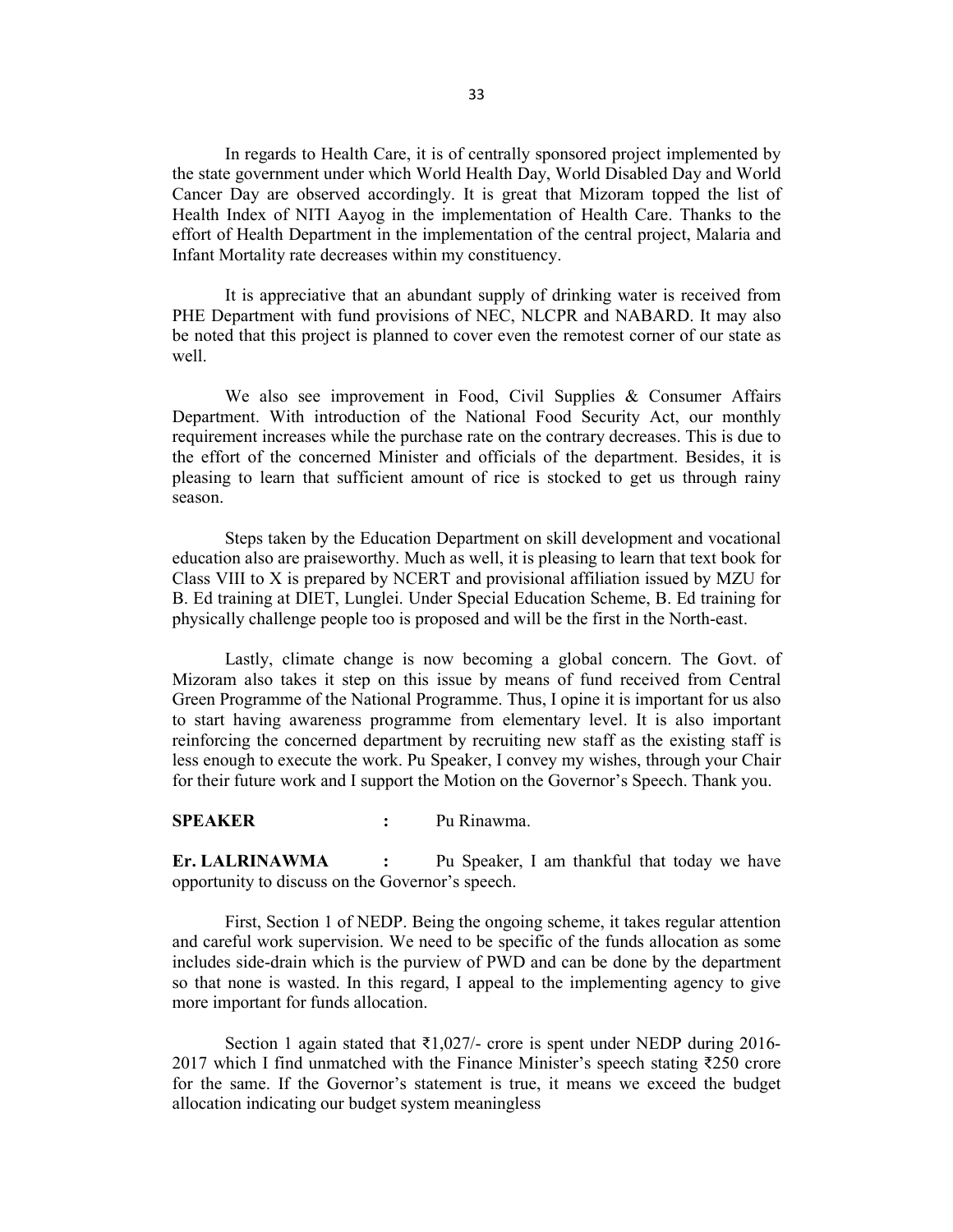In regards to Health Care, it is of centrally sponsored project implemented by the state government under which World Health Day, World Disabled Day and World Cancer Day are observed accordingly. It is great that Mizoram topped the list of Health Index of NITI Aayog in the implementation of Health Care. Thanks to the effort of Health Department in the implementation of the central project, Malaria and Infant Mortality rate decreases within my constituency.

It is appreciative that an abundant supply of drinking water is received from PHE Department with fund provisions of NEC, NLCPR and NABARD. It may also be noted that this project is planned to cover even the remotest corner of our state as well.

We also see improvement in Food, Civil Supplies & Consumer Affairs Department. With introduction of the National Food Security Act, our monthly requirement increases while the purchase rate on the contrary decreases. This is due to the effort of the concerned Minister and officials of the department. Besides, it is pleasing to learn that sufficient amount of rice is stocked to get us through rainy season.

Steps taken by the Education Department on skill development and vocational education also are praiseworthy. Much as well, it is pleasing to learn that text book for Class VIII to X is prepared by NCERT and provisional affiliation issued by MZU for B. Ed training at DIET, Lunglei. Under Special Education Scheme, B. Ed training for physically challenge people too is proposed and will be the first in the North-east.

Lastly, climate change is now becoming a global concern. The Govt. of Mizoram also takes it step on this issue by means of fund received from Central Green Programme of the National Programme. Thus, I opine it is important for us also to start having awareness programme from elementary level. It is also important reinforcing the concerned department by recruiting new staff as the existing staff is less enough to execute the work. Pu Speaker, I convey my wishes, through your Chair for their future work and I support the Motion on the Governor's Speech. Thank you.

**SPEAKER** : Pu Rinawma.

**Er. LALRINAWMA** : Pu Speaker, I am thankful that today we have opportunity to discuss on the Governor's speech.

First, Section 1 of NEDP. Being the ongoing scheme, it takes regular attention and careful work supervision. We need to be specific of the funds allocation as some includes side-drain which is the purview of PWD and can be done by the department so that none is wasted. In this regard, I appeal to the implementing agency to give more important for funds allocation.

Section 1 again stated that ₹1,027/- crore is spent under NEDP during 2016-2017 which I find unmatched with the Finance Minister's speech stating ₹250 crore for the same. If the Governor's statement is true, it means we exceed the budget allocation indicating our budget system meaningless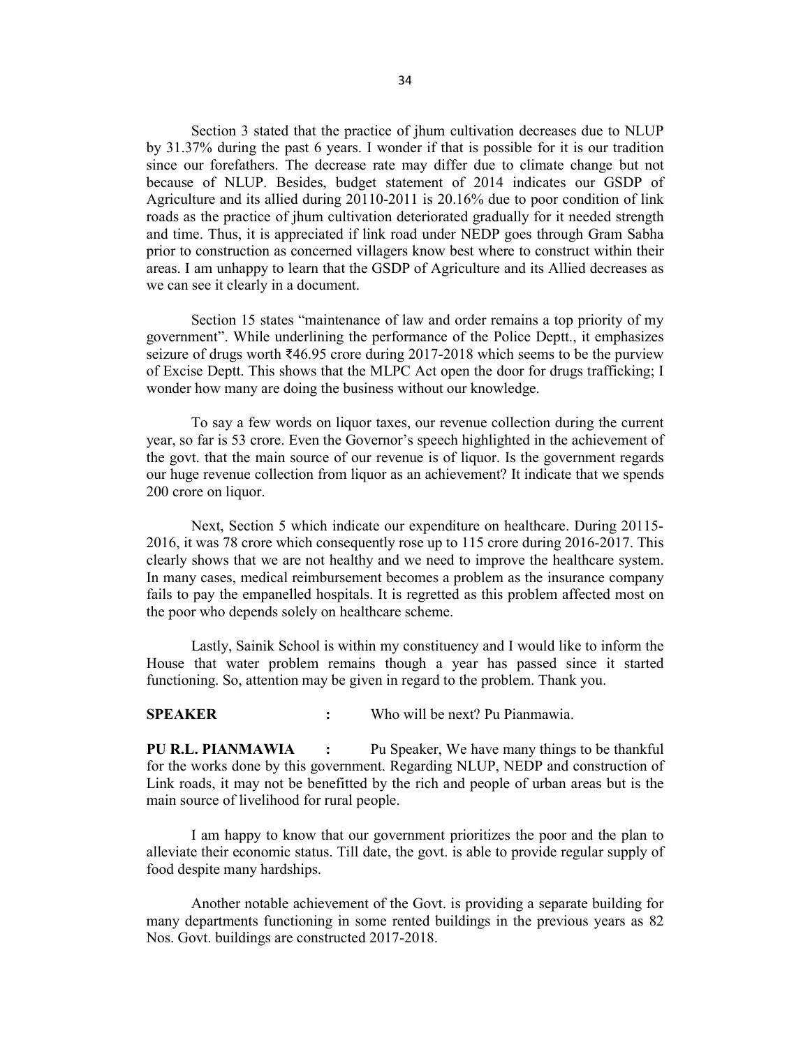Section 3 stated that the practice of jhum cultivation decreases due to NLUP by 31.37% during the past 6 years. I wonder if that is possible for it is our tradition since our forefathers. The decrease rate may differ due to climate change but not because of NLUP. Besides, budget statement of 2014 indicates our GSDP of Agriculture and its allied during 20110-2011 is 20.16% due to poor condition of link roads as the practice of jhum cultivation deteriorated gradually for it needed strength and time. Thus, it is appreciated if link road under NEDP goes through Gram Sabha prior to construction as concerned villagers know best where to construct within their areas. I am unhappy to learn that the GSDP of Agriculture and its Allied decreases as we can see it clearly in a document.

Section 15 states "maintenance of law and order remains a top priority of my government". While underlining the performance of the Police Deptt., it emphasizes seizure of drugs worth ₹46.95 crore during 2017-2018 which seems to be the purview of Excise Deptt. This shows that the MLPC Act open the door for drugs trafficking; I wonder how many are doing the business without our knowledge.

To say a few words on liquor taxes, our revenue collection during the current year, so far is 53 crore. Even the Governor's speech highlighted in the achievement of the govt. that the main source of our revenue is of liquor. Is the government regards our huge revenue collection from liquor as an achievement? It indicate that we spends 200 crore on liquor.

Next, Section 5 which indicate our expenditure on healthcare. During 20115-2016, it was 78 crore which consequently rose up to 115 crore during 2016-2017. This clearly shows that we are not healthy and we need to improve the healthcare system. In many cases, medical reimbursement becomes a problem as the insurance company fails to pay the empanelled hospitals. It is regretted as this problem affected most on the poor who depends solely on healthcare scheme.

Lastly, Sainik School is within my constituency and I would like to inform the House that water problem remains though a year has passed since it started functioning. So, attention may be given in regard to the problem. Thank you.

**SPEAKER** **:** Who will be next? Pu Pianmawia.

**PU R.L. PIANMAWIA** **:** Pu Speaker, We have many things to be thankful for the works done by this government. Regarding NLUP, NEDP and construction of Link roads, it may not be benefitted by the rich and people of urban areas but is the main source of livelihood for rural people.

I am happy to know that our government prioritizes the poor and the plan to alleviate their economic status. Till date, the govt. is able to provide regular supply of food despite many hardships.

Another notable achievement of the Govt. is providing a separate building for many departments functioning in some rented buildings in the previous years as 82 Nos. Govt. buildings are constructed 2017-2018.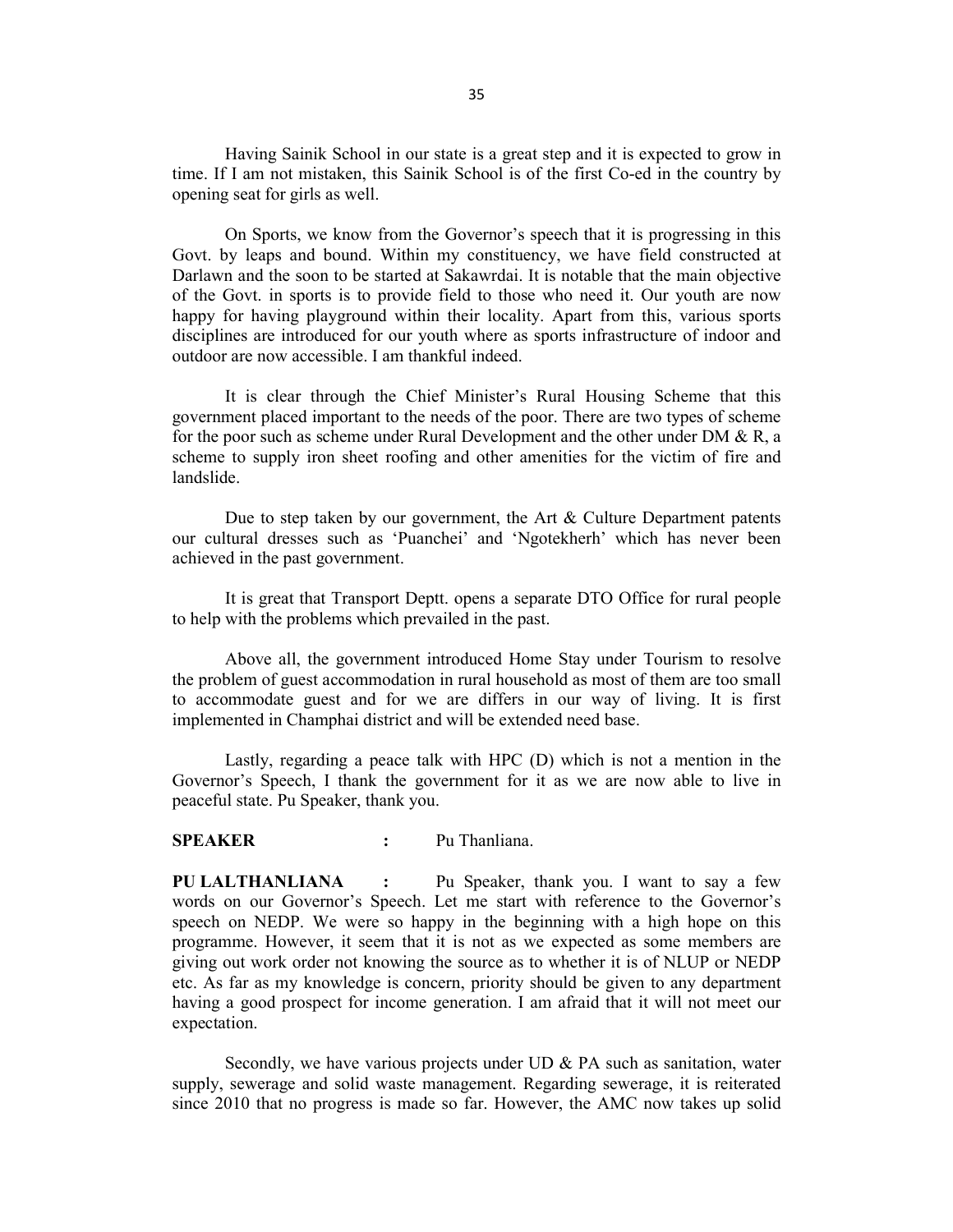Having Sainik School in our state is a great step and it is expected to grow in time. If I am not mistaken, this Sainik School is of the first Co-ed in the country by opening seat for girls as well.

On Sports, we know from the Governor's speech that it is progressing in this Govt. by leaps and bound. Within my constituency, we have field constructed at Darlawn and the soon to be started at Sakawrdai. It is notable that the main objective of the Govt. in sports is to provide field to those who need it. Our youth are now happy for having playground within their locality. Apart from this, various sports disciplines are introduced for our youth where as sports infrastructure of indoor and outdoor are now accessible. I am thankful indeed.

It is clear through the Chief Minister's Rural Housing Scheme that this government placed important to the needs of the poor. There are two types of scheme for the poor such as scheme under Rural Development and the other under DM & R, a scheme to supply iron sheet roofing and other amenities for the victim of fire and landslide.

Due to step taken by our government, the Art & Culture Department patents our cultural dresses such as 'Puanchei' and 'Ngotekherh' which has never been achieved in the past government.

It is great that Transport Deptt. opens a separate DTO Office for rural people to help with the problems which prevailed in the past.

Above all, the government introduced Home Stay under Tourism to resolve the problem of guest accommodation in rural household as most of them are too small to accommodate guest and for we are differs in our way of living. It is first implemented in Champhai district and will be extended need base.

Lastly, regarding a peace talk with HPC (D) which is not a mention in the Governor's Speech, I thank the government for it as we are now able to live in peaceful state. Pu Speaker, thank you.

**SPEAKER** : Pu Thanliana.

**PU LALTHANLIANA** : Pu Speaker, thank you. I want to say a few words on our Governor's Speech. Let me start with reference to the Governor's speech on NEDP. We were so happy in the beginning with a high hope on this programme. However, it seem that it is not as we expected as some members are giving out work order not knowing the source as to whether it is of NLUP or NEDP etc. As far as my knowledge is concern, priority should be given to any department having a good prospect for income generation. I am afraid that it will not meet our expectation.

Secondly, we have various projects under UD & PA such as sanitation, water supply, sewerage and solid waste management. Regarding sewerage, it is reiterated since 2010 that no progress is made so far. However, the AMC now takes up solid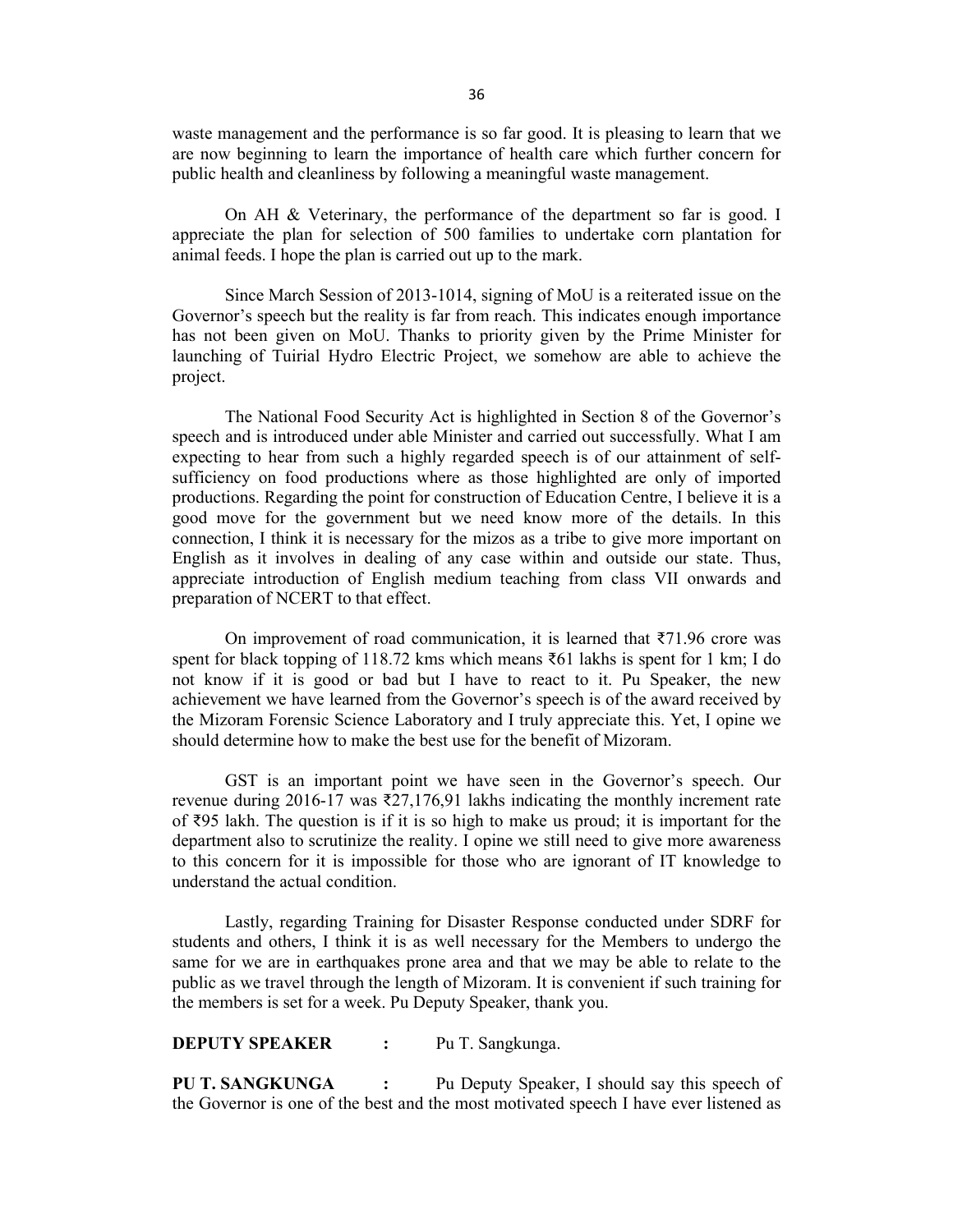waste management and the performance is so far good. It is pleasing to learn that we are now beginning to learn the importance of health care which further concern for public health and cleanliness by following a meaningful waste management.

On AH & Veterinary, the performance of the department so far is good. I appreciate the plan for selection of 500 families to undertake corn plantation for animal feeds. I hope the plan is carried out up to the mark.

Since March Session of 2013-1014, signing of MoU is a reiterated issue on the Governor's speech but the reality is far from reach. This indicates enough importance has not been given on MoU. Thanks to priority given by the Prime Minister for launching of Tuirial Hydro Electric Project, we somehow are able to achieve the project.

The National Food Security Act is highlighted in Section 8 of the Governor's speech and is introduced under able Minister and carried out successfully. What I am expecting to hear from such a highly regarded speech is of our attainment of self-sufficiency on food productions where as those highlighted are only of imported productions. Regarding the point for construction of Education Centre, I believe it is a good move for the government but we need know more of the details. In this connection, I think it is necessary for the mizos as a tribe to give more important on English as it involves in dealing of any case within and outside our state. Thus, appreciate introduction of English medium teaching from class VII onwards and preparation of NCERT to that effect.

On improvement of road communication, it is learned that ₹71.96 crore was spent for black topping of 118.72 kms which means ₹61 lakhs is spent for 1 km; I do not know if it is good or bad but I have to react to it. Pu Speaker, the new achievement we have learned from the Governor's speech is of the award received by the Mizoram Forensic Science Laboratory and I truly appreciate this. Yet, I opine we should determine how to make the best use for the benefit of Mizoram.

GST is an important point we have seen in the Governor's speech. Our revenue during 2016-17 was ₹27,176,91 lakhs indicating the monthly increment rate of ₹95 lakh. The question is if it is so high to make us proud; it is important for the department also to scrutinize the reality. I opine we still need to give more awareness to this concern for it is impossible for those who are ignorant of IT knowledge to understand the actual condition.

Lastly, regarding Training for Disaster Response conducted under SDRF for students and others, I think it is as well necessary for the Members to undergo the same for we are in earthquakes prone area and that we may be able to relate to the public as we travel through the length of Mizoram. It is convenient if such training for the members is set for a week. Pu Deputy Speaker, thank you.

**DEPUTY SPEAKER :** Pu T. Sangkunga.

**PU T. SANGKUNGA :** Pu Deputy Speaker, I should say this speech of the Governor is one of the best and the most motivated speech I have ever listened as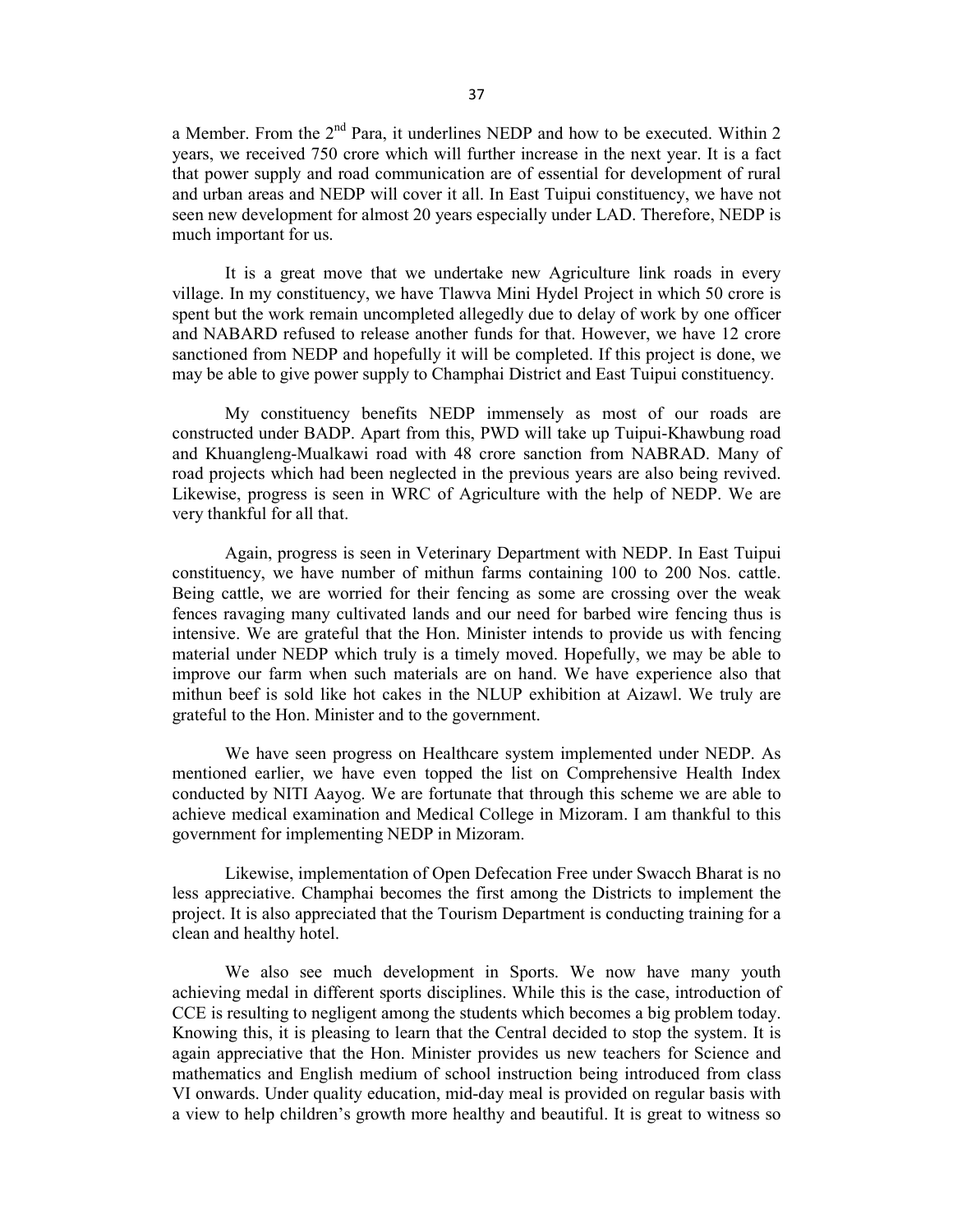a Member. From the 2nd Para, it underlines NEDP and how to be executed. Within 2 years, we received 750 crore which will further increase in the next year. It is a fact that power supply and road communication are of essential for development of rural and urban areas and NEDP will cover it all. In East Tuipui constituency, we have not seen new development for almost 20 years especially under LAD. Therefore, NEDP is much important for us.

It is a great move that we undertake new Agriculture link roads in every village. In my constituency, we have Tlawva Mini Hydel Project in which 50 crore is spent but the work remain uncompleted allegedly due to delay of work by one officer and NABARD refused to release another funds for that. However, we have 12 crore sanctioned from NEDP and hopefully it will be completed. If this project is done, we may be able to give power supply to Champhai District and East Tuipui constituency.

My constituency benefits NEDP immensely as most of our roads are constructed under BADP. Apart from this, PWD will take up Tuipui-Khawbung road and Khuangleng-Mualkawi road with 48 crore sanction from NABRAD. Many of road projects which had been neglected in the previous years are also being revived. Likewise, progress is seen in WRC of Agriculture with the help of NEDP. We are very thankful for all that.

Again, progress is seen in Veterinary Department with NEDP. In East Tuipui constituency, we have number of mithun farms containing 100 to 200 Nos. cattle. Being cattle, we are worried for their fencing as some are crossing over the weak fences ravaging many cultivated lands and our need for barbed wire fencing thus is intensive. We are grateful that the Hon. Minister intends to provide us with fencing material under NEDP which truly is a timely moved. Hopefully, we may be able to improve our farm when such materials are on hand. We have experience also that mithun beef is sold like hot cakes in the NLUP exhibition at Aizawl. We truly are grateful to the Hon. Minister and to the government.

We have seen progress on Healthcare system implemented under NEDP. As mentioned earlier, we have even topped the list on Comprehensive Health Index conducted by NITI Aayog. We are fortunate that through this scheme we are able to achieve medical examination and Medical College in Mizoram. I am thankful to this government for implementing NEDP in Mizoram.

Likewise, implementation of Open Defecation Free under Swacch Bharat is no less appreciative. Champhai becomes the first among the Districts to implement the project. It is also appreciated that the Tourism Department is conducting training for a clean and healthy hotel.

We also see much development in Sports. We now have many youth achieving medal in different sports disciplines. While this is the case, introduction of CCE is resulting to negligent among the students which becomes a big problem today. Knowing this, it is pleasing to learn that the Central decided to stop the system. It is again appreciative that the Hon. Minister provides us new teachers for Science and mathematics and English medium of school instruction being introduced from class VI onwards. Under quality education, mid-day meal is provided on regular basis with a view to help children's growth more healthy and beautiful. It is great to witness so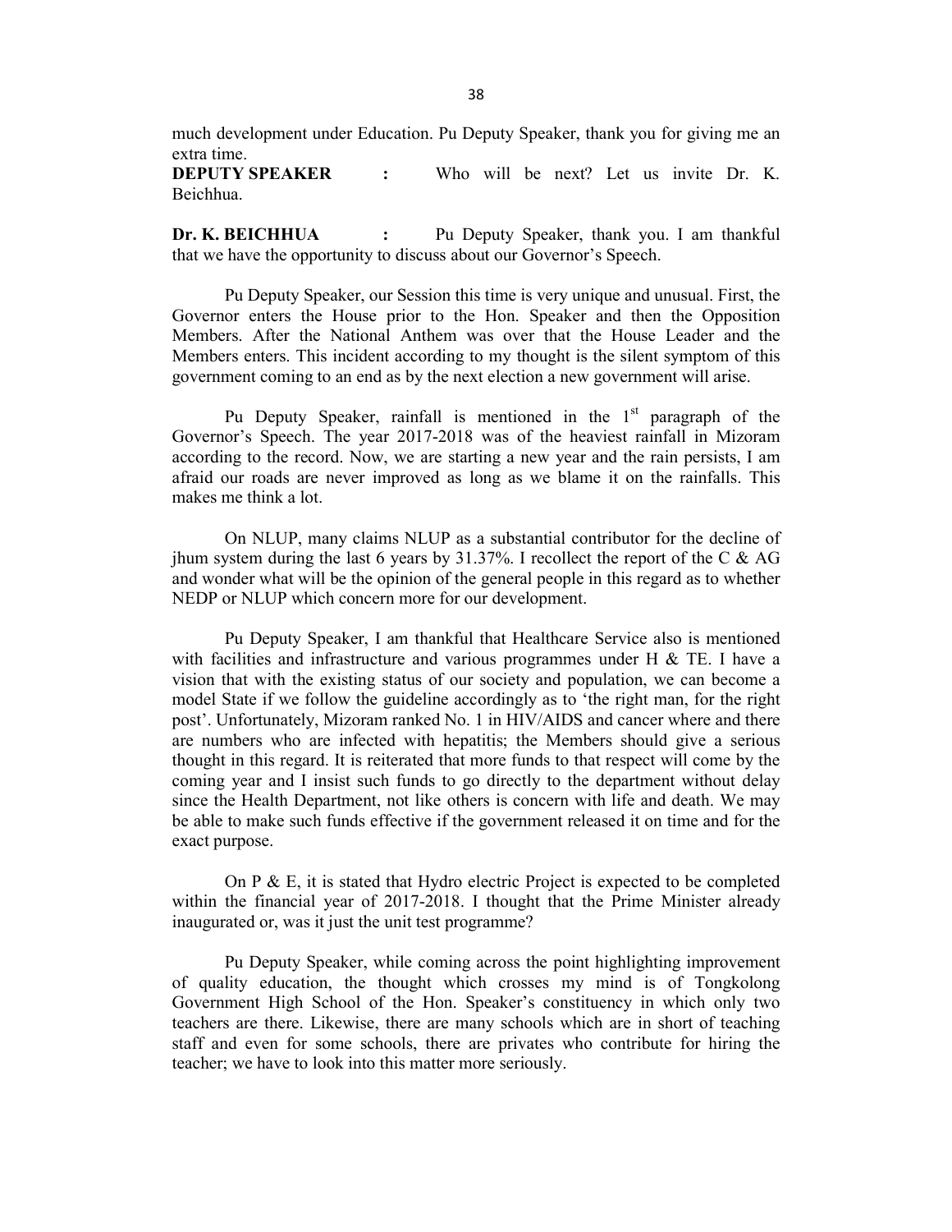much development under Education. Pu Deputy Speaker, thank you for giving me an extra time.

**DEPUTY SPEAKER :** Who will be next? Let us invite Dr. K. Beichhua.

**Dr. K. BEICHHUA :** Pu Deputy Speaker, thank you. I am thankful that we have the opportunity to discuss about our Governor's Speech.

Pu Deputy Speaker, our Session this time is very unique and unusual. First, the Governor enters the House prior to the Hon. Speaker and then the Opposition Members. After the National Anthem was over that the House Leader and the Members enters. This incident according to my thought is the silent symptom of this government coming to an end as by the next election a new government will arise.

Pu Deputy Speaker, rainfall is mentioned in the 1st paragraph of the Governor's Speech. The year 2017-2018 was of the heaviest rainfall in Mizoram according to the record. Now, we are starting a new year and the rain persists, I am afraid our roads are never improved as long as we blame it on the rainfalls. This makes me think a lot.

On NLUP, many claims NLUP as a substantial contributor for the decline of jhum system during the last 6 years by 31.37%. I recollect the report of the C & AG and wonder what will be the opinion of the general people in this regard as to whether NEDP or NLUP which concern more for our development.

Pu Deputy Speaker, I am thankful that Healthcare Service also is mentioned with facilities and infrastructure and various programmes under H & TE. I have a vision that with the existing status of our society and population, we can become a model State if we follow the guideline accordingly as to 'the right man, for the right post'. Unfortunately, Mizoram ranked No. 1 in HIV/AIDS and cancer where and there are numbers who are infected with hepatitis; the Members should give a serious thought in this regard. It is reiterated that more funds to that respect will come by the coming year and I insist such funds to go directly to the department without delay since the Health Department, not like others is concern with life and death. We may be able to make such funds effective if the government released it on time and for the exact purpose.

On P & E, it is stated that Hydro electric Project is expected to be completed within the financial year of 2017-2018. I thought that the Prime Minister already inaugurated or, was it just the unit test programme?

Pu Deputy Speaker, while coming across the point highlighting improvement of quality education, the thought which crosses my mind is of Tongkolong Government High School of the Hon. Speaker's constituency in which only two teachers are there. Likewise, there are many schools which are in short of teaching staff and even for some schools, there are privates who contribute for hiring the teacher; we have to look into this matter more seriously.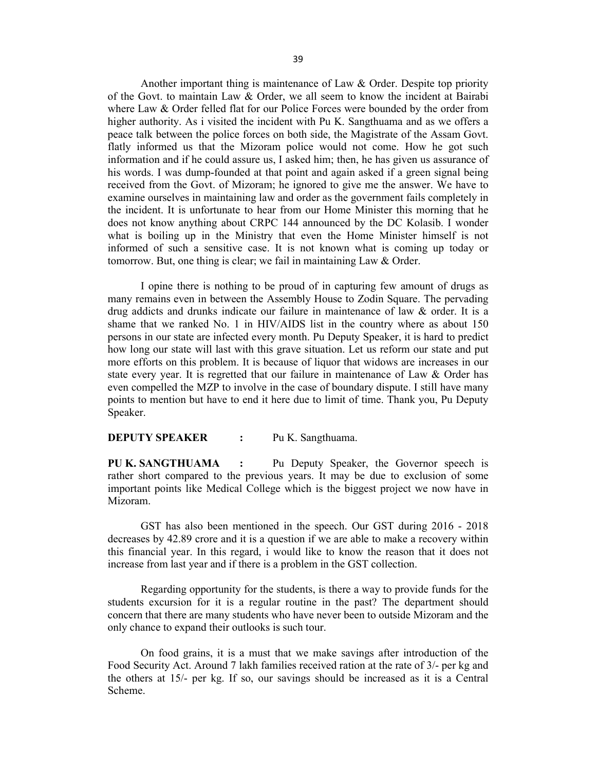Another important thing is maintenance of Law & Order. Despite top priority of the Govt. to maintain Law & Order, we all seem to know the incident at Bairabi where Law & Order felled flat for our Police Forces were bounded by the order from higher authority. As i visited the incident with Pu K. Sangthuama and as we offers a peace talk between the police forces on both side, the Magistrate of the Assam Govt. flatly informed us that the Mizoram police would not come. How he got such information and if he could assure us, I asked him; then, he has given us assurance of his words. I was dump-founded at that point and again asked if a green signal being received from the Govt. of Mizoram; he ignored to give me the answer. We have to examine ourselves in maintaining law and order as the government fails completely in the incident. It is unfortunate to hear from our Home Minister this morning that he does not know anything about CRPC 144 announced by the DC Kolasib. I wonder what is boiling up in the Ministry that even the Home Minister himself is not informed of such a sensitive case. It is not known what is coming up today or tomorrow. But, one thing is clear; we fail in maintaining Law & Order.

I opine there is nothing to be proud of in capturing few amount of drugs as many remains even in between the Assembly House to Zodin Square. The pervading drug addicts and drunks indicate our failure in maintenance of law & order. It is a shame that we ranked No. 1 in HIV/AIDS list in the country where as about 150 persons in our state are infected every month. Pu Deputy Speaker, it is hard to predict how long our state will last with this grave situation. Let us reform our state and put more efforts on this problem. It is because of liquor that widows are increases in our state every year. It is regretted that our failure in maintenance of Law & Order has even compelled the MZP to involve in the case of boundary dispute. I still have many points to mention but have to end it here due to limit of time. Thank you, Pu Deputy Speaker.

**DEPUTY SPEAKER :** Pu K. Sangthuama.

**PU K. SANGTHUAMA :** Pu Deputy Speaker, the Governor speech is rather short compared to the previous years. It may be due to exclusion of some important points like Medical College which is the biggest project we now have in Mizoram.

GST has also been mentioned in the speech. Our GST during 2016 - 2018 decreases by 42.89 crore and it is a question if we are able to make a recovery within this financial year. In this regard, i would like to know the reason that it does not increase from last year and if there is a problem in the GST collection.

Regarding opportunity for the students, is there a way to provide funds for the students excursion for it is a regular routine in the past? The department should concern that there are many students who have never been to outside Mizoram and the only chance to expand their outlooks is such tour.

On food grains, it is a must that we make savings after introduction of the Food Security Act. Around 7 lakh families received ration at the rate of 3/- per kg and the others at 15/- per kg. If so, our savings should be increased as it is a Central Scheme.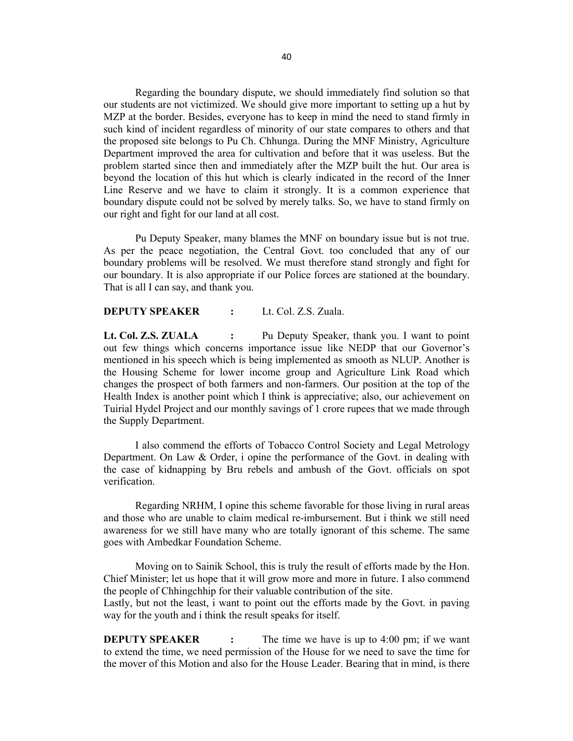Regarding the boundary dispute, we should immediately find solution so that our students are not victimized. We should give more important to setting up a hut by MZP at the border. Besides, everyone has to keep in mind the need to stand firmly in such kind of incident regardless of minority of our state compares to others and that the proposed site belongs to Pu Ch. Chhunga. During the MNF Ministry, Agriculture Department improved the area for cultivation and before that it was useless. But the problem started since then and immediately after the MZP built the hut. Our area is beyond the location of this hut which is clearly indicated in the record of the Inner Line Reserve and we have to claim it strongly. It is a common experience that boundary dispute could not be solved by merely talks. So, we have to stand firmly on our right and fight for our land at all cost.

Pu Deputy Speaker, many blames the MNF on boundary issue but is not true. As per the peace negotiation, the Central Govt. too concluded that any of our boundary problems will be resolved. We must therefore stand strongly and fight for our boundary. It is also appropriate if our Police forces are stationed at the boundary. That is all I can say, and thank you.

**DEPUTY SPEAKER :** Lt. Col. Z.S. Zuala.

**Lt. Col. Z.S. ZUALA :** Pu Deputy Speaker, thank you. I want to point out few things which concerns importance issue like NEDP that our Governor's mentioned in his speech which is being implemented as smooth as NLUP. Another is the Housing Scheme for lower income group and Agriculture Link Road which changes the prospect of both farmers and non-farmers. Our position at the top of the Health Index is another point which I think is appreciative; also, our achievement on Tuirial Hydel Project and our monthly savings of 1 crore rupees that we made through the Supply Department.

I also commend the efforts of Tobacco Control Society and Legal Metrology Department. On Law & Order, i opine the performance of the Govt. in dealing with the case of kidnapping by Bru rebels and ambush of the Govt. officials on spot verification.

Regarding NRHM, I opine this scheme favorable for those living in rural areas and those who are unable to claim medical re-imbursement. But i think we still need awareness for we still have many who are totally ignorant of this scheme. The same goes with Ambedkar Foundation Scheme.

Moving on to Sainik School, this is truly the result of efforts made by the Hon. Chief Minister; let us hope that it will grow more and more in future. I also commend the people of Chhingchhip for their valuable contribution of the site.
Lastly, but not the least, i want to point out the efforts made by the Govt. in paving way for the youth and i think the result speaks for itself.

**DEPUTY SPEAKER :** The time we have is up to 4:00 pm; if we want to extend the time, we need permission of the House for we need to save the time for the mover of this Motion and also for the House Leader. Bearing that in mind, is there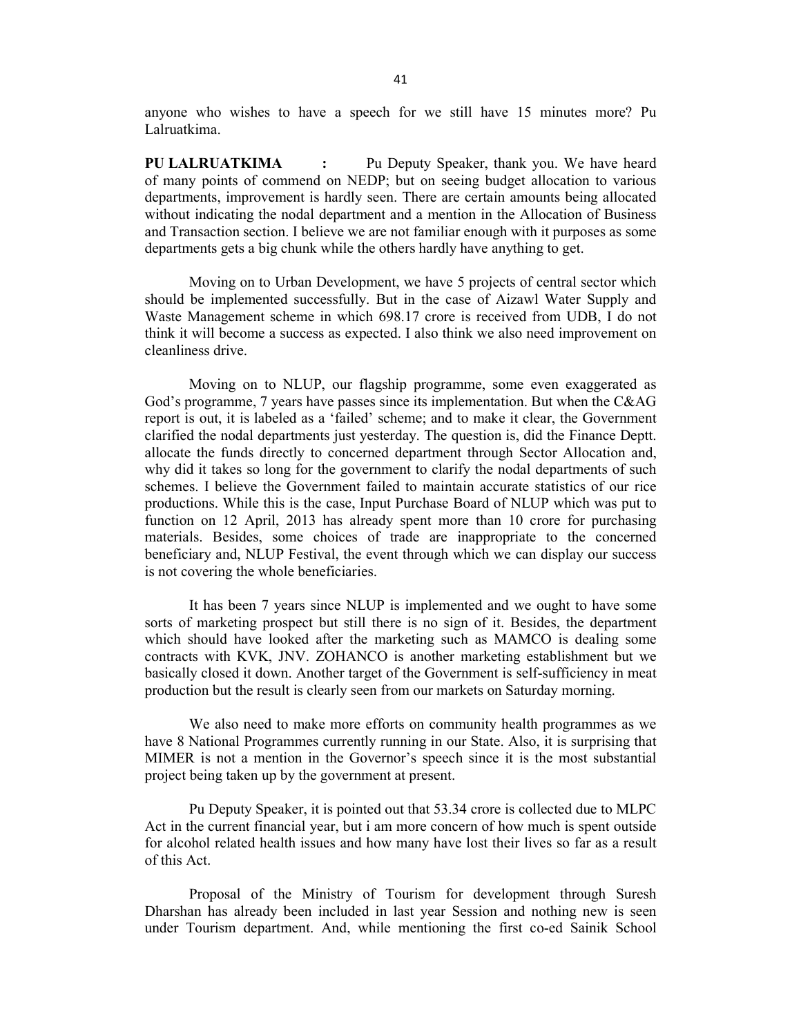anyone who wishes to have a speech for we still have 15 minutes more? Pu Lalruatkima.

**PU LALRUATKIMA :** Pu Deputy Speaker, thank you. We have heard of many points of commend on NEDP; but on seeing budget allocation to various departments, improvement is hardly seen. There are certain amounts being allocated without indicating the nodal department and a mention in the Allocation of Business and Transaction section. I believe we are not familiar enough with it purposes as some departments gets a big chunk while the others hardly have anything to get.

Moving on to Urban Development, we have 5 projects of central sector which should be implemented successfully. But in the case of Aizawl Water Supply and Waste Management scheme in which 698.17 crore is received from UDB, I do not think it will become a success as expected. I also think we also need improvement on cleanliness drive.

Moving on to NLUP, our flagship programme, some even exaggerated as God's programme, 7 years have passes since its implementation. But when the C&AG report is out, it is labeled as a 'failed' scheme; and to make it clear, the Government clarified the nodal departments just yesterday. The question is, did the Finance Deptt. allocate the funds directly to concerned department through Sector Allocation and, why did it takes so long for the government to clarify the nodal departments of such schemes. I believe the Government failed to maintain accurate statistics of our rice productions. While this is the case, Input Purchase Board of NLUP which was put to function on 12 April, 2013 has already spent more than 10 crore for purchasing materials. Besides, some choices of trade are inappropriate to the concerned beneficiary and, NLUP Festival, the event through which we can display our success is not covering the whole beneficiaries.

It has been 7 years since NLUP is implemented and we ought to have some sorts of marketing prospect but still there is no sign of it. Besides, the department which should have looked after the marketing such as MAMCO is dealing some contracts with KVK, JNV. ZOHANCO is another marketing establishment but we basically closed it down. Another target of the Government is self-sufficiency in meat production but the result is clearly seen from our markets on Saturday morning.

We also need to make more efforts on community health programmes as we have 8 National Programmes currently running in our State. Also, it is surprising that MIMER is not a mention in the Governor's speech since it is the most substantial project being taken up by the government at present.

Pu Deputy Speaker, it is pointed out that 53.34 crore is collected due to MLPC Act in the current financial year, but i am more concern of how much is spent outside for alcohol related health issues and how many have lost their lives so far as a result of this Act.

Proposal of the Ministry of Tourism for development through Suresh Dharshan has already been included in last year Session and nothing new is seen under Tourism department. And, while mentioning the first co-ed Sainik School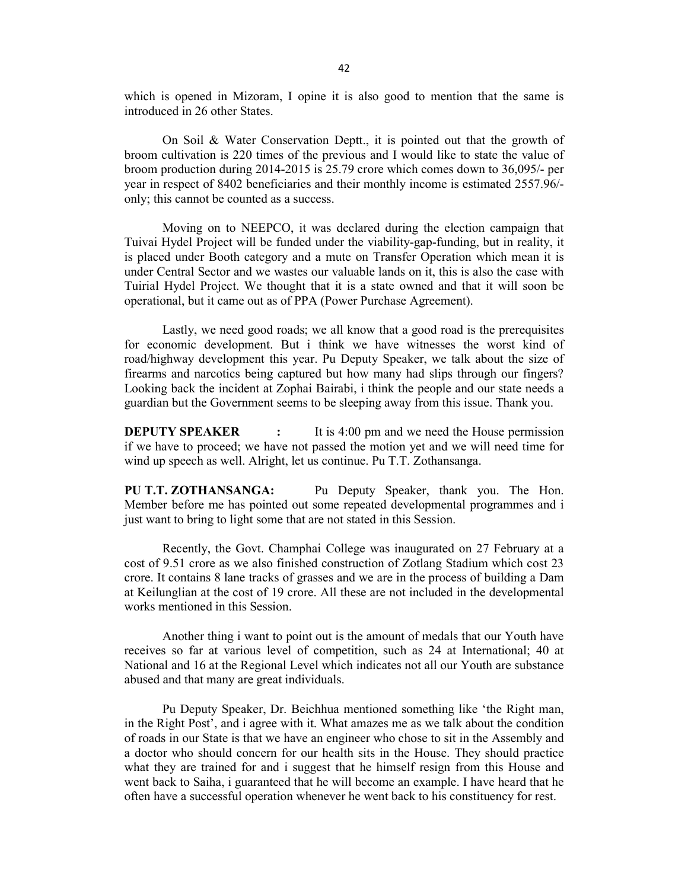which is opened in Mizoram, I opine it is also good to mention that the same is introduced in 26 other States.

On Soil & Water Conservation Deptt., it is pointed out that the growth of broom cultivation is 220 times of the previous and I would like to state the value of broom production during 2014-2015 is 25.79 crore which comes down to 36,095/- per year in respect of 8402 beneficiaries and their monthly income is estimated 2557.96/- only; this cannot be counted as a success.

Moving on to NEEPCO, it was declared during the election campaign that Tuivai Hydel Project will be funded under the viability-gap-funding, but in reality, it is placed under Booth category and a mute on Transfer Operation which mean it is under Central Sector and we wastes our valuable lands on it, this is also the case with Tuirial Hydel Project. We thought that it is a state owned and that it will soon be operational, but it came out as of PPA (Power Purchase Agreement).

Lastly, we need good roads; we all know that a good road is the prerequisites for economic development. But i think we have witnesses the worst kind of road/highway development this year. Pu Deputy Speaker, we talk about the size of firearms and narcotics being captured but how many had slips through our fingers? Looking back the incident at Zophai Bairabi, i think the people and our state needs a guardian but the Government seems to be sleeping away from this issue. Thank you.

**DEPUTY SPEAKER :** It is 4:00 pm and we need the House permission if we have to proceed; we have not passed the motion yet and we will need time for wind up speech as well. Alright, let us continue. Pu T.T. Zothansanga.

**PU T.T. ZOTHANSANGA:** Pu Deputy Speaker, thank you. The Hon. Member before me has pointed out some repeated developmental programmes and i just want to bring to light some that are not stated in this Session.

Recently, the Govt. Champhai College was inaugurated on 27 February at a cost of 9.51 crore as we also finished construction of Zotlang Stadium which cost 23 crore. It contains 8 lane tracks of grasses and we are in the process of building a Dam at Keilunglian at the cost of 19 crore. All these are not included in the developmental works mentioned in this Session.

Another thing i want to point out is the amount of medals that our Youth have receives so far at various level of competition, such as 24 at International; 40 at National and 16 at the Regional Level which indicates not all our Youth are substance abused and that many are great individuals.

Pu Deputy Speaker, Dr. Beichhua mentioned something like 'the Right man, in the Right Post', and i agree with it. What amazes me as we talk about the condition of roads in our State is that we have an engineer who chose to sit in the Assembly and a doctor who should concern for our health sits in the House. They should practice what they are trained for and i suggest that he himself resign from this House and went back to Saiha, i guaranteed that he will become an example. I have heard that he often have a successful operation whenever he went back to his constituency for rest.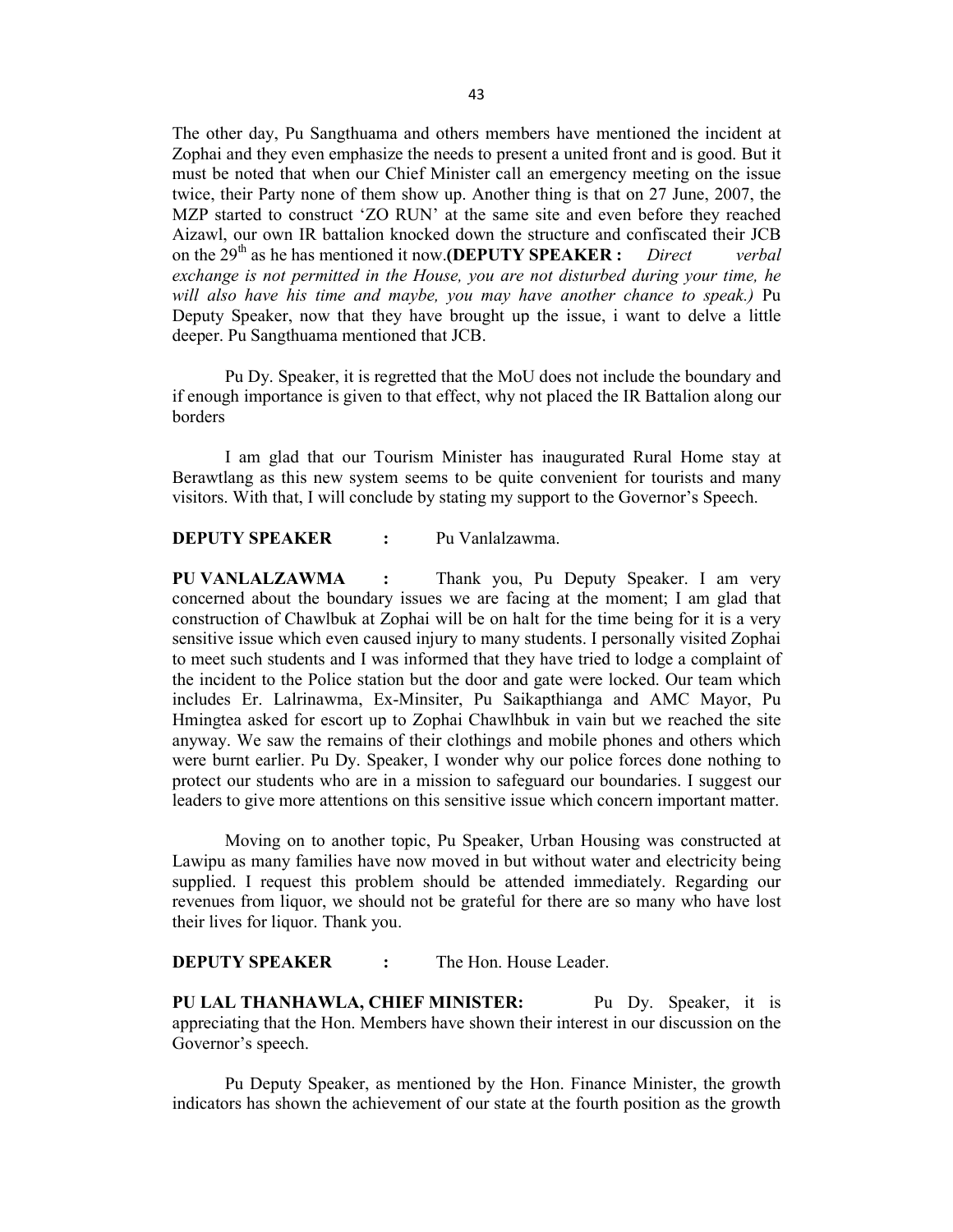The other day, Pu Sangthuama and others members have mentioned the incident at Zophai and they even emphasize the needs to present a united front and is good. But it must be noted that when our Chief Minister call an emergency meeting on the issue twice, their Party none of them show up. Another thing is that on 27 June, 2007, the MZP started to construct 'ZO RUN' at the same site and even before they reached Aizawl, our own IR battalion knocked down the structure and confiscated their JCB on the 29th as he has mentioned it now.**(DEPUTY SPEAKER :** *Direct verbal exchange is not permitted in the House, you are not disturbed during your time, he will also have his time and maybe, you may have another chance to speak.)* Pu Deputy Speaker, now that they have brought up the issue, i want to delve a little deeper. Pu Sangthuama mentioned that JCB.

Pu Dy. Speaker, it is regretted that the MoU does not include the boundary and if enough importance is given to that effect, why not placed the IR Battalion along our borders

I am glad that our Tourism Minister has inaugurated Rural Home stay at Berawtlang as this new system seems to be quite convenient for tourists and many visitors. With that, I will conclude by stating my support to the Governor's Speech.

**DEPUTY SPEAKER :** Pu Vanlalzawma.

**PU VANLALZAWMA :** Thank you, Pu Deputy Speaker. I am very concerned about the boundary issues we are facing at the moment; I am glad that construction of Chawlbuk at Zophai will be on halt for the time being for it is a very sensitive issue which even caused injury to many students. I personally visited Zophai to meet such students and I was informed that they have tried to lodge a complaint of the incident to the Police station but the door and gate were locked. Our team which includes Er. Lalrinawma, Ex-Minsiter, Pu Saikapthianga and AMC Mayor, Pu Hmingtea asked for escort up to Zophai Chawlhbuk in vain but we reached the site anyway. We saw the remains of their clothings and mobile phones and others which were burnt earlier. Pu Dy. Speaker, I wonder why our police forces done nothing to protect our students who are in a mission to safeguard our boundaries. I suggest our leaders to give more attentions on this sensitive issue which concern important matter.

Moving on to another topic, Pu Speaker, Urban Housing was constructed at Lawipu as many families have now moved in but without water and electricity being supplied. I request this problem should be attended immediately. Regarding our revenues from liquor, we should not be grateful for there are so many who have lost their lives for liquor. Thank you.

**DEPUTY SPEAKER :** The Hon. House Leader.

**PU LAL THANHAWLA, CHIEF MINISTER:** Pu Dy. Speaker, it is appreciating that the Hon. Members have shown their interest in our discussion on the Governor's speech.

Pu Deputy Speaker, as mentioned by the Hon. Finance Minister, the growth indicators has shown the achievement of our state at the fourth position as the growth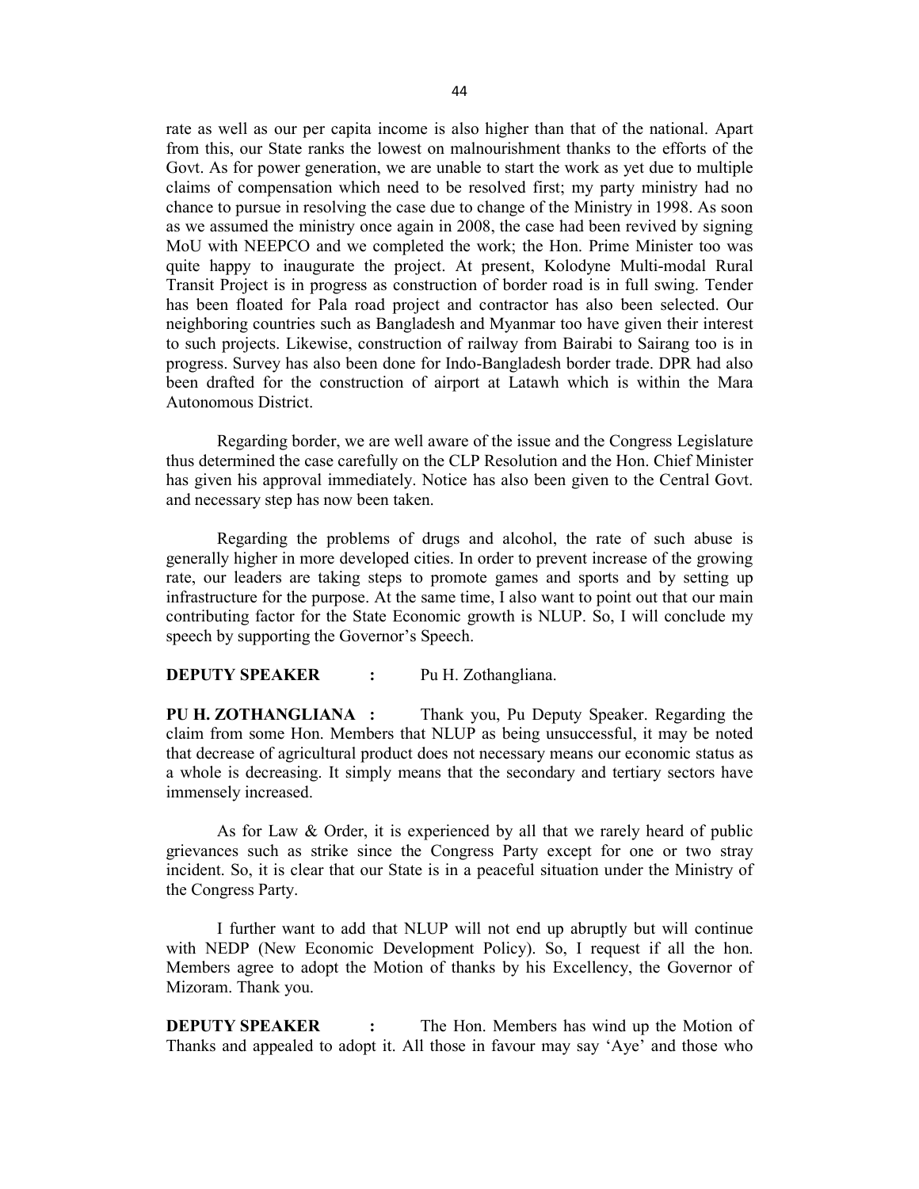rate as well as our per capita income is also higher than that of the national. Apart from this, our State ranks the lowest on malnourishment thanks to the efforts of the Govt. As for power generation, we are unable to start the work as yet due to multiple claims of compensation which need to be resolved first; my party ministry had no chance to pursue in resolving the case due to change of the Ministry in 1998. As soon as we assumed the ministry once again in 2008, the case had been revived by signing MoU with NEEPCO and we completed the work; the Hon. Prime Minister too was quite happy to inaugurate the project. At present, Kolodyne Multi-modal Rural Transit Project is in progress as construction of border road is in full swing. Tender has been floated for Pala road project and contractor has also been selected. Our neighboring countries such as Bangladesh and Myanmar too have given their interest to such projects. Likewise, construction of railway from Bairabi to Sairang too is in progress. Survey has also been done for Indo-Bangladesh border trade. DPR had also been drafted for the construction of airport at Latawh which is within the Mara Autonomous District.

Regarding border, we are well aware of the issue and the Congress Legislature thus determined the case carefully on the CLP Resolution and the Hon. Chief Minister has given his approval immediately. Notice has also been given to the Central Govt. and necessary step has now been taken.

Regarding the problems of drugs and alcohol, the rate of such abuse is generally higher in more developed cities. In order to prevent increase of the growing rate, our leaders are taking steps to promote games and sports and by setting up infrastructure for the purpose. At the same time, I also want to point out that our main contributing factor for the State Economic growth is NLUP. So, I will conclude my speech by supporting the Governor's Speech.

**DEPUTY SPEAKER :** Pu H. Zothangliana.

**PU H. ZOTHANGLIANA :** Thank you, Pu Deputy Speaker. Regarding the claim from some Hon. Members that NLUP as being unsuccessful, it may be noted that decrease of agricultural product does not necessary means our economic status as a whole is decreasing. It simply means that the secondary and tertiary sectors have immensely increased.

As for Law & Order, it is experienced by all that we rarely heard of public grievances such as strike since the Congress Party except for one or two stray incident. So, it is clear that our State is in a peaceful situation under the Ministry of the Congress Party.

I further want to add that NLUP will not end up abruptly but will continue with NEDP (New Economic Development Policy). So, I request if all the hon. Members agree to adopt the Motion of thanks by his Excellency, the Governor of Mizoram. Thank you.

**DEPUTY SPEAKER :** The Hon. Members has wind up the Motion of Thanks and appealed to adopt it. All those in favour may say 'Aye' and those who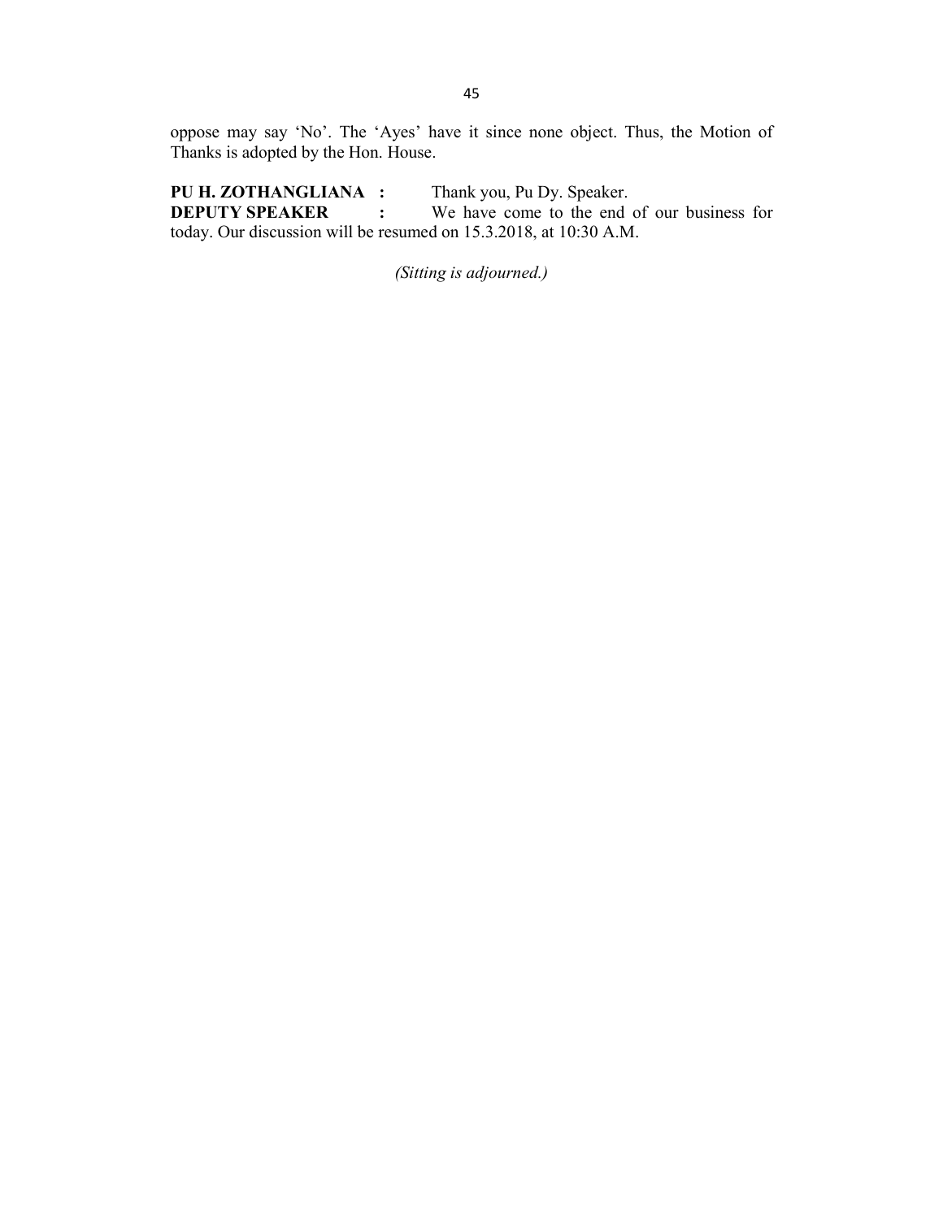oppose may say 'No'. The 'Ayes' have it since none object. Thus, the Motion of Thanks is adopted by the Hon. House.

**PU H. ZOTHANGLIANA :** Thank you, Pu Dy. Speaker.

**DEPUTY SPEAKER :** We have come to the end of our business for today. Our discussion will be resumed on 15.3.2018, at 10:30 A.M.

*(Sitting is adjourned.)*